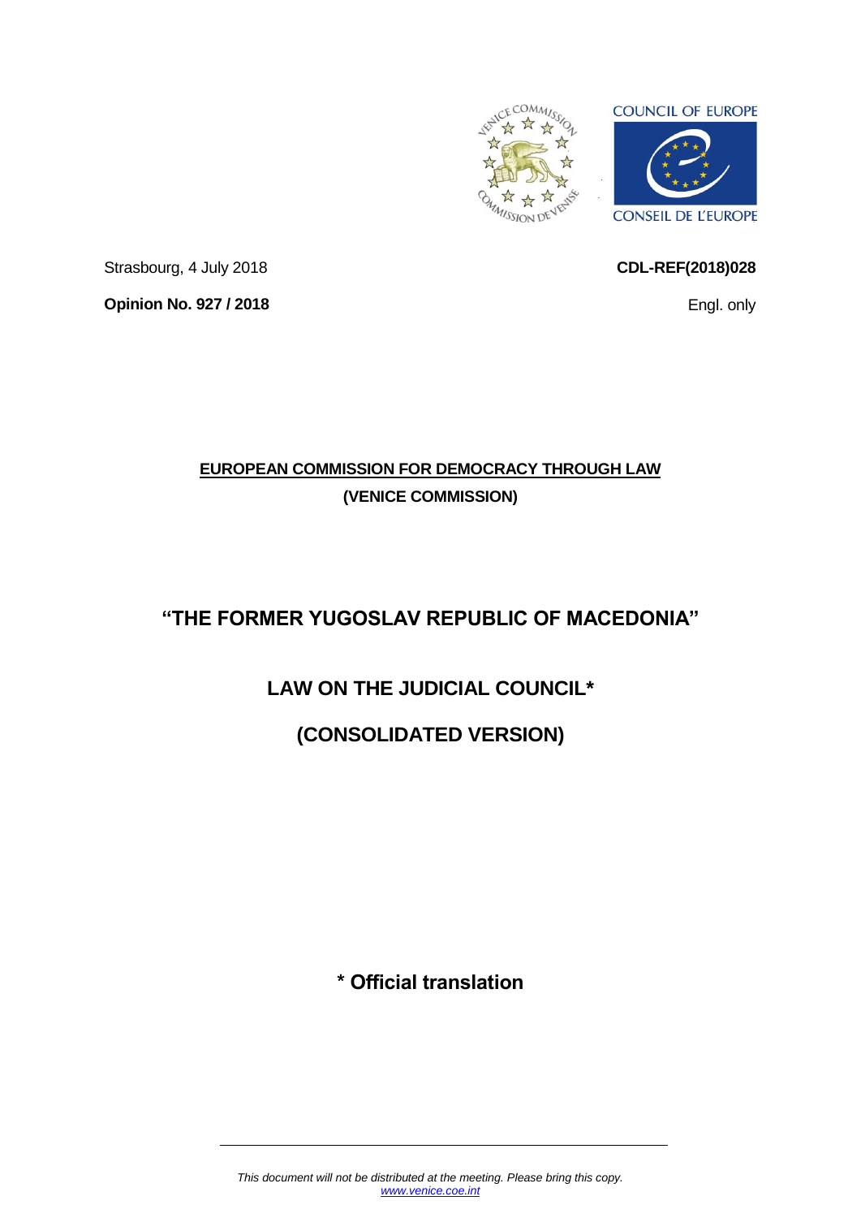Strasbourg, 4 July 2018

**CDL-REF(2018)028**

**Opinion No. 927 / 2018**

Engl. only

**EUROPEAN COMMISSION FOR DEMOCRACY THROUGH LAW**

**(VENICE COMMISSION)**

# "THE FORMER YUGOSLAV REPUBLIC OF MACEDONIA"

# LAW ON THE JUDICIAL COUNCIL*

# (CONSOLIDATED VERSION)

**\* Official translation**

*This document will not be distributed at the meeting. Please bring this copy.*
*www.venice.coe.int*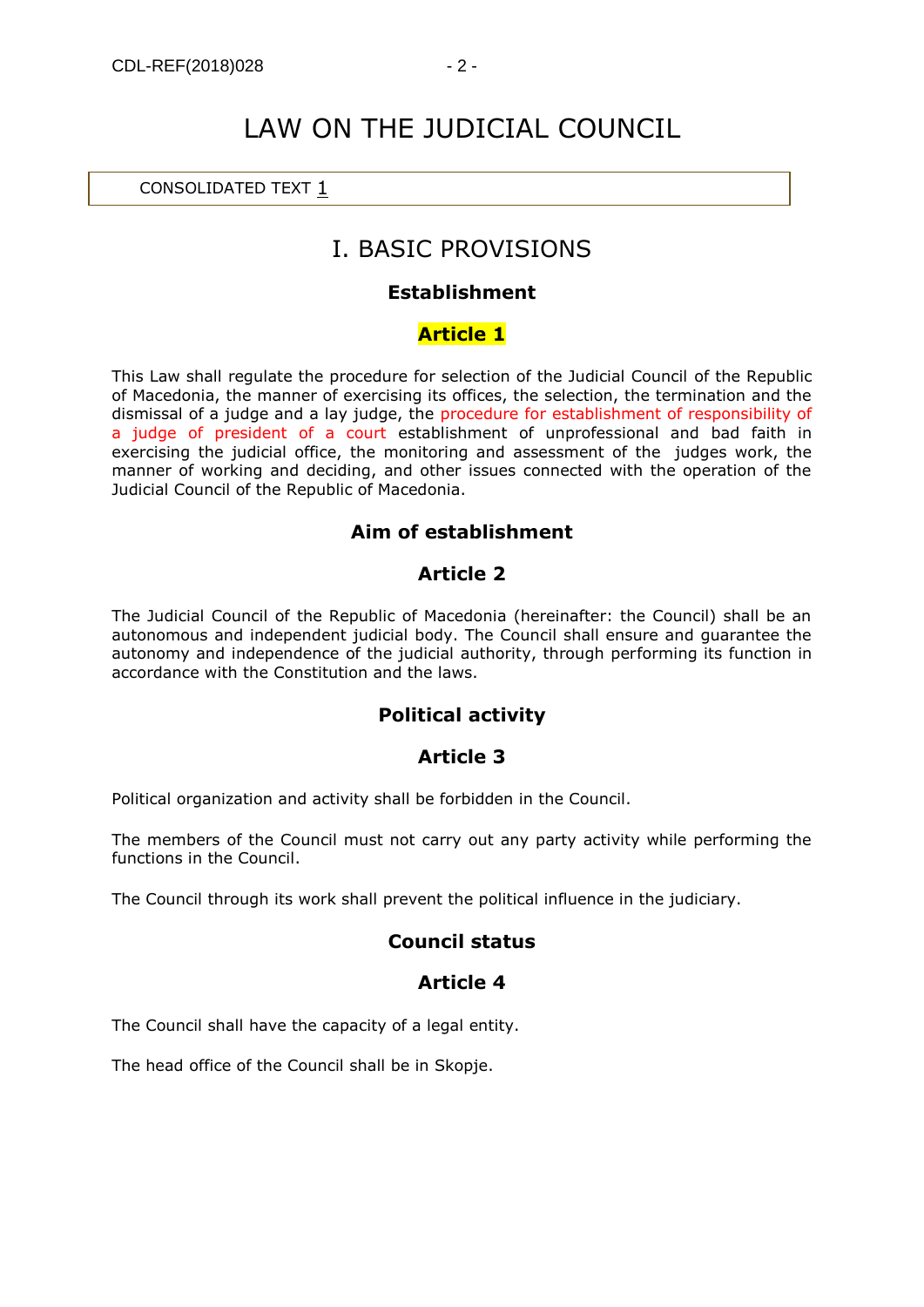# LAW ON THE JUDICIAL COUNCIL

CONSOLIDATED TEXT [1]

## I. BASIC PROVISIONS

### Establishment

### Article 1

This Law shall regulate the procedure for selection of the Judicial Council of the Republic of Macedonia, the manner of exercising its offices, the selection, the termination and the dismissal of a judge and a lay judge, the procedure for establishment of responsibility of a judge of president of a court establishment of unprofessional and bad faith in exercising the judicial office, the monitoring and assessment of the judges work, the manner of working and deciding, and other issues connected with the operation of the Judicial Council of the Republic of Macedonia.

### Aim of establishment

### Article 2

The Judicial Council of the Republic of Macedonia (hereinafter: the Council) shall be an autonomous and independent judicial body. The Council shall ensure and guarantee the autonomy and independence of the judicial authority, through performing its function in accordance with the Constitution and the laws.

### Political activity

### Article 3

Political organization and activity shall be forbidden in the Council.

The members of the Council must not carry out any party activity while performing the functions in the Council.

The Council through its work shall prevent the political influence in the judiciary.

### Council status

### Article 4

The Council shall have the capacity of a legal entity.

The head office of the Council shall be in Skopje.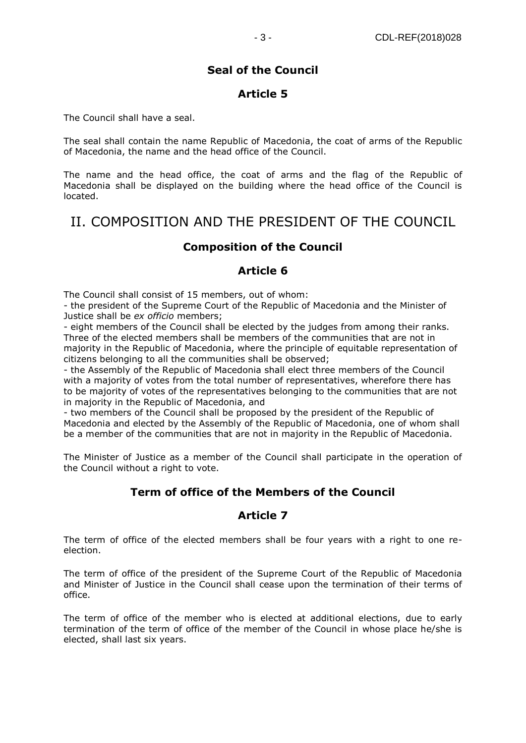### Seal of the Council

### Article 5

The Council shall have a seal.

The seal shall contain the name Republic of Macedonia, the coat of arms of the Republic of Macedonia, the name and the head office of the Council.

The name and the head office, the coat of arms and the flag of the Republic of Macedonia shall be displayed on the building where the head office of the Council is located.

## II. COMPOSITION AND THE PRESIDENT OF THE COUNCIL

### Composition of the Council

### Article 6

The Council shall consist of 15 members, out of whom:

- the president of the Supreme Court of the Republic of Macedonia and the Minister of Justice shall be *ex officio* members;
- eight members of the Council shall be elected by the judges from among their ranks. Three of the elected members shall be members of the communities that are not in majority in the Republic of Macedonia, where the principle of equitable representation of citizens belonging to all the communities shall be observed;
- the Assembly of the Republic of Macedonia shall elect three members of the Council with a majority of votes from the total number of representatives, wherefore there has to be majority of votes of the representatives belonging to the communities that are not in majority in the Republic of Macedonia, and
- two members of the Council shall be proposed by the president of the Republic of Macedonia and elected by the Assembly of the Republic of Macedonia, one of whom shall be a member of the communities that are not in majority in the Republic of Macedonia.

The Minister of Justice as a member of the Council shall participate in the operation of the Council without a right to vote.

### Term of office of the Members of the Council

### Article 7

The term of office of the elected members shall be four years with a right to one re-election.

The term of office of the president of the Supreme Court of the Republic of Macedonia and Minister of Justice in the Council shall cease upon the termination of their terms of office.

The term of office of the member who is elected at additional elections, due to early termination of the term of office of the member of the Council in whose place he/she is elected, shall last six years.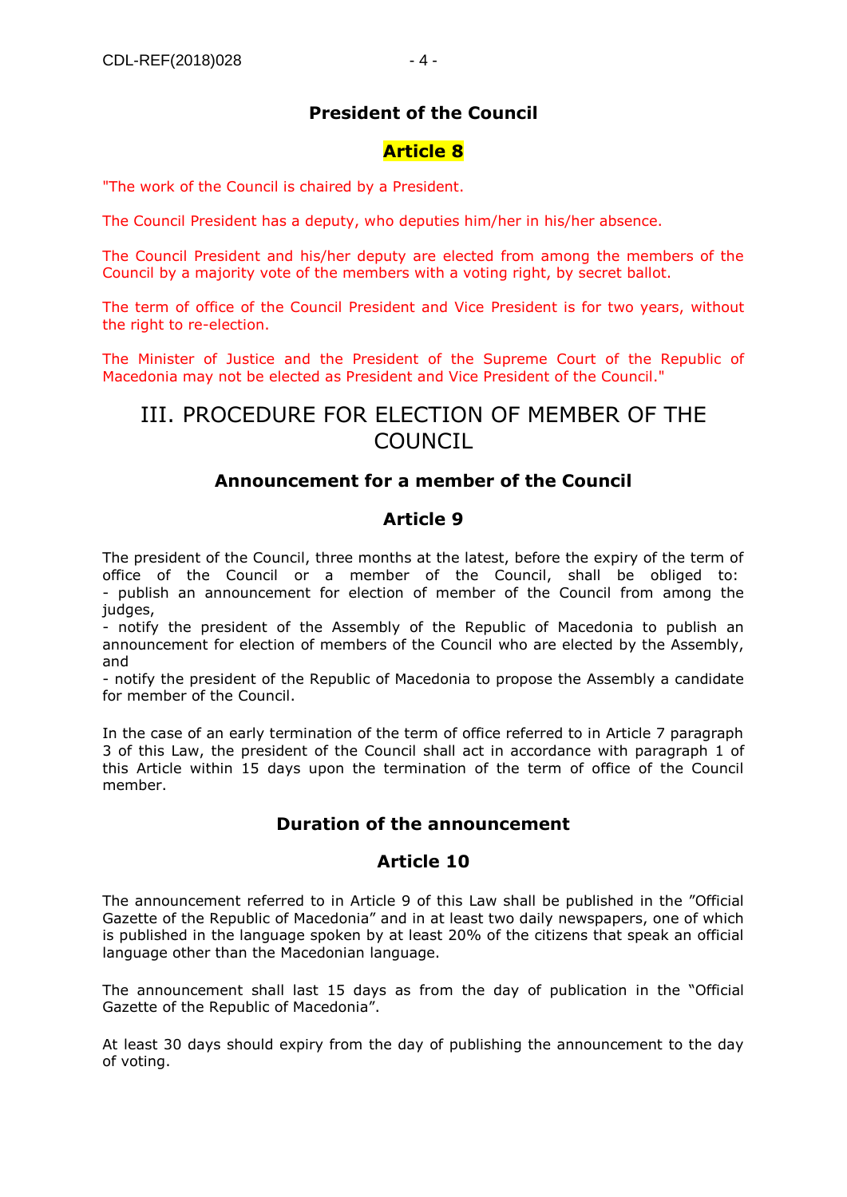### President of the Council

### Article 8

"The work of the Council is chaired by a President.

The Council President has a deputy, who deputies him/her in his/her absence.

The Council President and his/her deputy are elected from among the members of the Council by a majority vote of the members with a voting right, by secret ballot.

The term of office of the Council President and Vice President is for two years, without the right to re-election.

The Minister of Justice and the President of the Supreme Court of the Republic of Macedonia may not be elected as President and Vice President of the Council."

## III. PROCEDURE FOR ELECTION OF MEMBER OF THE COUNCIL

### Announcement for a member of the Council

### Article 9

The president of the Council, three months at the latest, before the expiry of the term of office of the Council or a member of the Council, shall be obliged to:
- publish an announcement for election of member of the Council from among the judges,
- notify the president of the Assembly of the Republic of Macedonia to publish an announcement for election of members of the Council who are elected by the Assembly, and
- notify the president of the Republic of Macedonia to propose the Assembly a candidate for member of the Council.

In the case of an early termination of the term of office referred to in Article 7 paragraph 3 of this Law, the president of the Council shall act in accordance with paragraph 1 of this Article within 15 days upon the termination of the term of office of the Council member.

### Duration of the announcement

### Article 10

The announcement referred to in Article 9 of this Law shall be published in the "Official Gazette of the Republic of Macedonia" and in at least two daily newspapers, one of which is published in the language spoken by at least 20% of the citizens that speak an official language other than the Macedonian language.

The announcement shall last 15 days as from the day of publication in the "Official Gazette of the Republic of Macedonia".

At least 30 days should expiry from the day of publishing the announcement to the day of voting.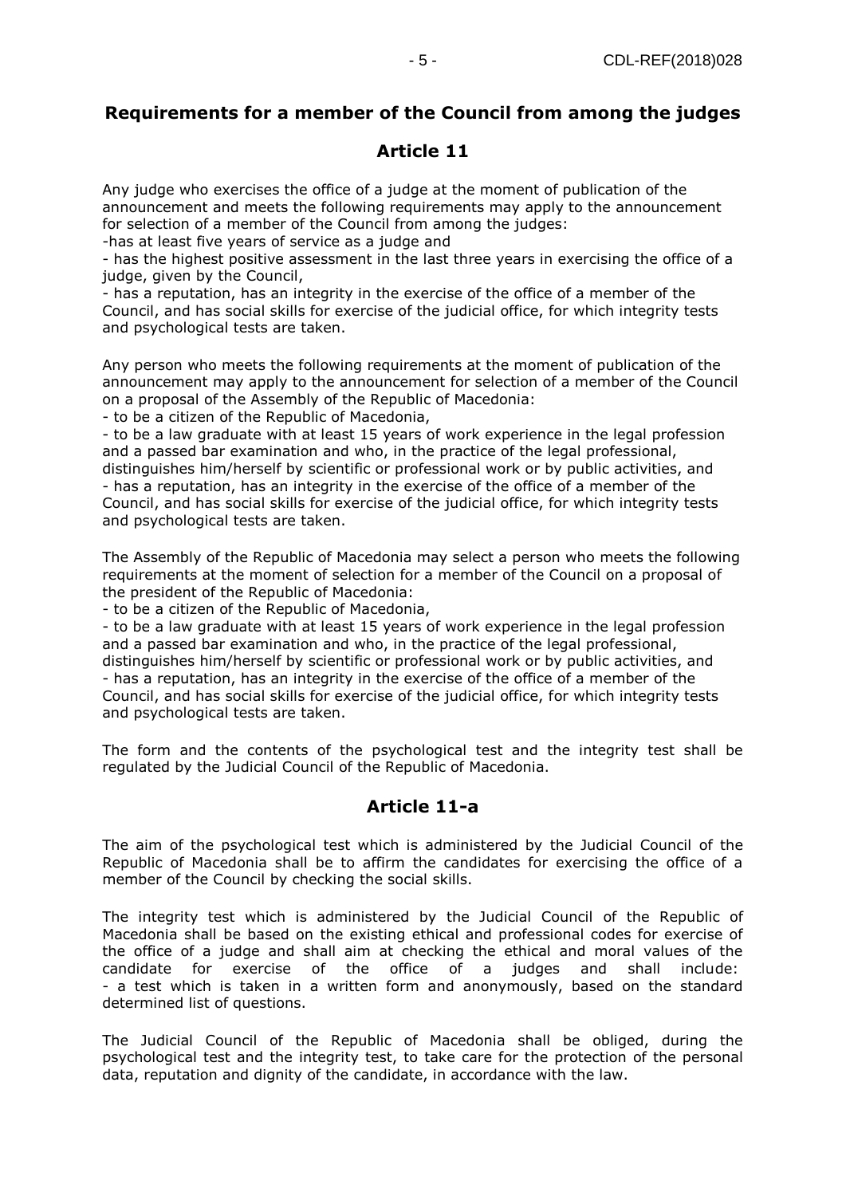## Requirements for a member of the Council from among the judges

## Article 11

Any judge who exercises the office of a judge at the moment of publication of the announcement and meets the following requirements may apply to the announcement for selection of a member of the Council from among the judges:

-has at least five years of service as a judge and

- has the highest positive assessment in the last three years in exercising the office of a judge, given by the Council,
- has a reputation, has an integrity in the exercise of the office of a member of the Council, and has social skills for exercise of the judicial office, for which integrity tests and psychological tests are taken.

Any person who meets the following requirements at the moment of publication of the announcement may apply to the announcement for selection of a member of the Council on a proposal of the Assembly of the Republic of Macedonia:

- to be a citizen of the Republic of Macedonia,
- to be a law graduate with at least 15 years of work experience in the legal profession and a passed bar examination and who, in the practice of the legal professional, distinguishes him/herself by scientific or professional work or by public activities, and
- has a reputation, has an integrity in the exercise of the office of a member of the Council, and has social skills for exercise of the judicial office, for which integrity tests and psychological tests are taken.

The Assembly of the Republic of Macedonia may select a person who meets the following requirements at the moment of selection for a member of the Council on a proposal of the president of the Republic of Macedonia:

- to be a citizen of the Republic of Macedonia,
- to be a law graduate with at least 15 years of work experience in the legal profession and a passed bar examination and who, in the practice of the legal professional, distinguishes him/herself by scientific or professional work or by public activities, and
- has a reputation, has an integrity in the exercise of the office of a member of the Council, and has social skills for exercise of the judicial office, for which integrity tests and psychological tests are taken.

The form and the contents of the psychological test and the integrity test shall be regulated by the Judicial Council of the Republic of Macedonia.

## Article 11-a

The aim of the psychological test which is administered by the Judicial Council of the Republic of Macedonia shall be to affirm the candidates for exercising the office of a member of the Council by checking the social skills.

The integrity test which is administered by the Judicial Council of the Republic of Macedonia shall be based on the existing ethical and professional codes for exercise of the office of a judge and shall aim at checking the ethical and moral values of the candidate for exercise of the office of a judges and shall include:
- a test which is taken in a written form and anonymously, based on the standard determined list of questions.

The Judicial Council of the Republic of Macedonia shall be obliged, during the psychological test and the integrity test, to take care for the protection of the personal data, reputation and dignity of the candidate, in accordance with the law.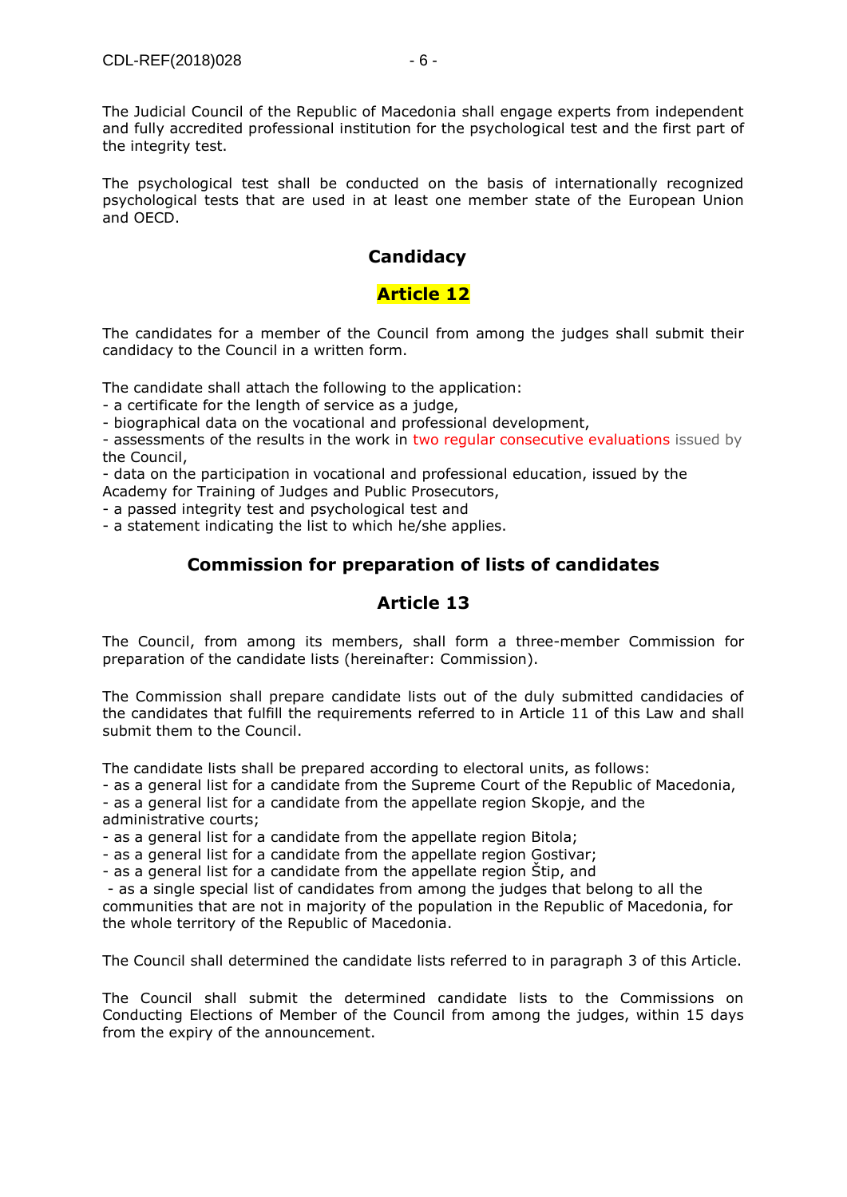The Judicial Council of the Republic of Macedonia shall engage experts from independent and fully accredited professional institution for the psychological test and the first part of the integrity test.

The psychological test shall be conducted on the basis of internationally recognized psychological tests that are used in at least one member state of the European Union and OECD.

## Candidacy

## Article 12

The candidates for a member of the Council from among the judges shall submit their candidacy to the Council in a written form.

The candidate shall attach the following to the application:
- a certificate for the length of service as a judge,
- biographical data on the vocational and professional development,
- assessments of the results in the work in two regular consecutive evaluations issued by the Council,
- data on the participation in vocational and professional education, issued by the Academy for Training of Judges and Public Prosecutors,
- a passed integrity test and psychological test and
- a statement indicating the list to which he/she applies.

## Commission for preparation of lists of candidates

## Article 13

The Council, from among its members, shall form a three-member Commission for preparation of the candidate lists (hereinafter: Commission).

The Commission shall prepare candidate lists out of the duly submitted candidacies of the candidates that fulfill the requirements referred to in Article 11 of this Law and shall submit them to the Council.

The candidate lists shall be prepared according to electoral units, as follows:
- as a general list for a candidate from the Supreme Court of the Republic of Macedonia,
- as a general list for a candidate from the appellate region Skopje, and the administrative courts;
- as a general list for a candidate from the appellate region Bitola;
- as a general list for a candidate from the appellate region Gostivar;
- as a general list for a candidate from the appellate region Štip, and
- as a single special list of candidates from among the judges that belong to all the communities that are not in majority of the population in the Republic of Macedonia, for the whole territory of the Republic of Macedonia.

The Council shall determined the candidate lists referred to in paragraph 3 of this Article.

The Council shall submit the determined candidate lists to the Commissions on Conducting Elections of Member of the Council from among the judges, within 15 days from the expiry of the announcement.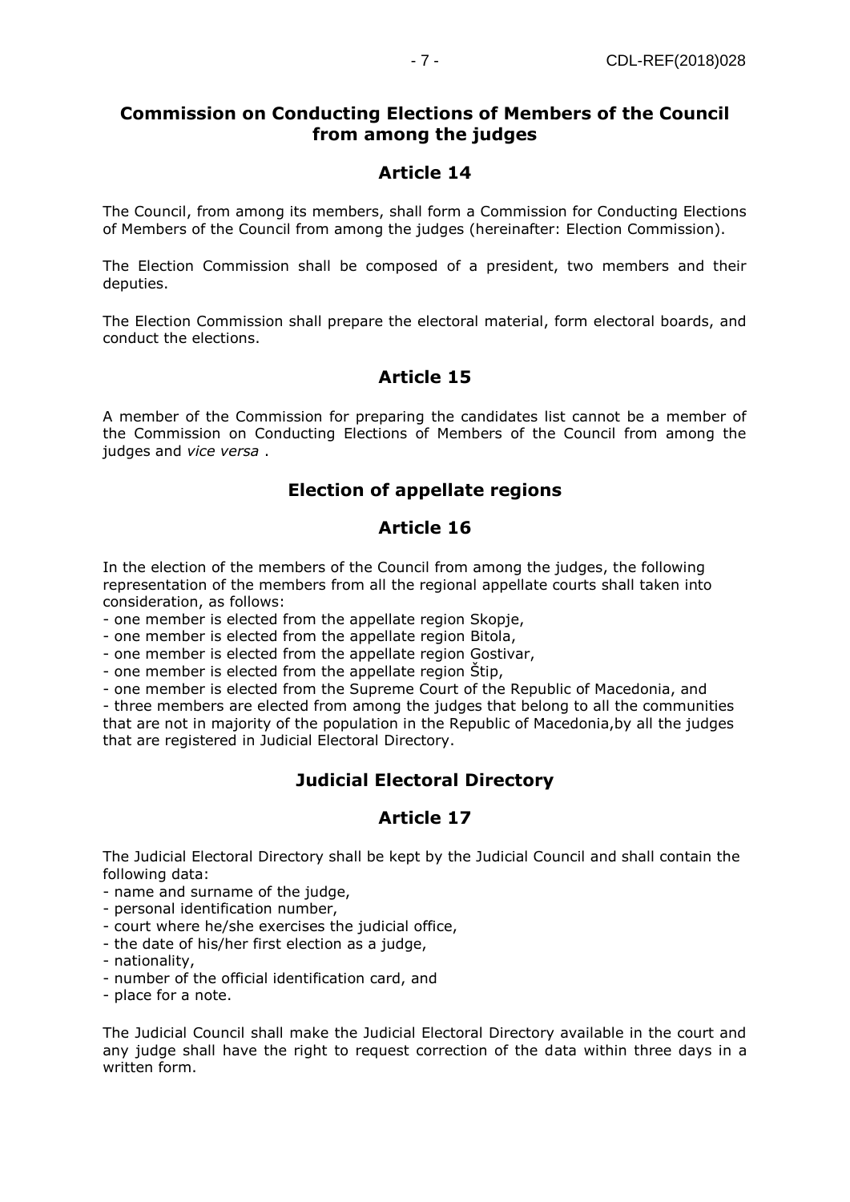## Commission on Conducting Elections of Members of the Council from among the judges

### Article 14

The Council, from among its members, shall form a Commission for Conducting Elections of Members of the Council from among the judges (hereinafter: Election Commission).

The Election Commission shall be composed of a president, two members and their deputies.

The Election Commission shall prepare the electoral material, form electoral boards, and conduct the elections.

### Article 15

A member of the Commission for preparing the candidates list cannot be a member of the Commission on Conducting Elections of Members of the Council from among the judges and *vice versa* .

## Election of appellate regions

### Article 16

In the election of the members of the Council from among the judges, the following representation of the members from all the regional appellate courts shall taken into consideration, as follows:

- one member is elected from the appellate region Skopje,
- one member is elected from the appellate region Bitola,
- one member is elected from the appellate region Gostivar,
- one member is elected from the appellate region Štip,
- one member is elected from the Supreme Court of the Republic of Macedonia, and
- three members are elected from among the judges that belong to all the communities that are not in majority of the population in the Republic of Macedonia,by all the judges that are registered in Judicial Electoral Directory.

## Judicial Electoral Directory

### Article 17

The Judicial Electoral Directory shall be kept by the Judicial Council and shall contain the following data:

- name and surname of the judge,
- personal identification number,
- court where he/she exercises the judicial office,
- the date of his/her first election as a judge,
- nationality,
- number of the official identification card, and
- place for a note.

The Judicial Council shall make the Judicial Electoral Directory available in the court and any judge shall have the right to request correction of the data within three days in a written form.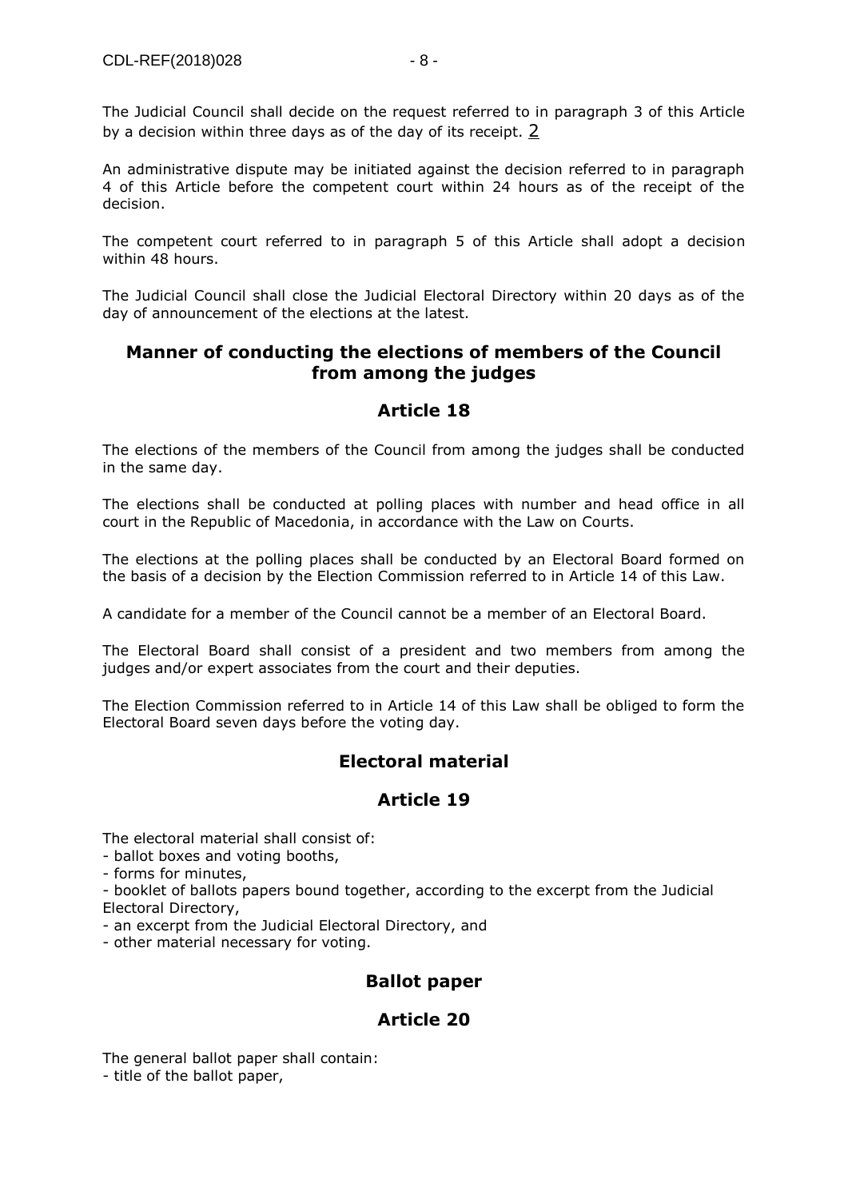The Judicial Council shall decide on the request referred to in paragraph 3 of this Article by a decision within three days as of the day of its receipt. [2]

An administrative dispute may be initiated against the decision referred to in paragraph 4 of this Article before the competent court within 24 hours as of the receipt of the decision.

The competent court referred to in paragraph 5 of this Article shall adopt a decision within 48 hours.

The Judicial Council shall close the Judicial Electoral Directory within 20 days as of the day of announcement of the elections at the latest.

## Manner of conducting the elections of members of the Council from among the judges

## Article 18

The elections of the members of the Council from among the judges shall be conducted in the same day.

The elections shall be conducted at polling places with number and head office in all court in the Republic of Macedonia, in accordance with the Law on Courts.

The elections at the polling places shall be conducted by an Electoral Board formed on the basis of a decision by the Election Commission referred to in Article 14 of this Law.

A candidate for a member of the Council cannot be a member of an Electoral Board.

The Electoral Board shall consist of a president and two members from among the judges and/or expert associates from the court and their deputies.

The Election Commission referred to in Article 14 of this Law shall be obliged to form the Electoral Board seven days before the voting day.

## Electoral material

## Article 19

The electoral material shall consist of:

- ballot boxes and voting booths,
- forms for minutes,
- booklet of ballots papers bound together, according to the excerpt from the Judicial Electoral Directory,
- an excerpt from the Judicial Electoral Directory, and
- other material necessary for voting.

## Ballot paper

## Article 20

The general ballot paper shall contain:

- title of the ballot paper,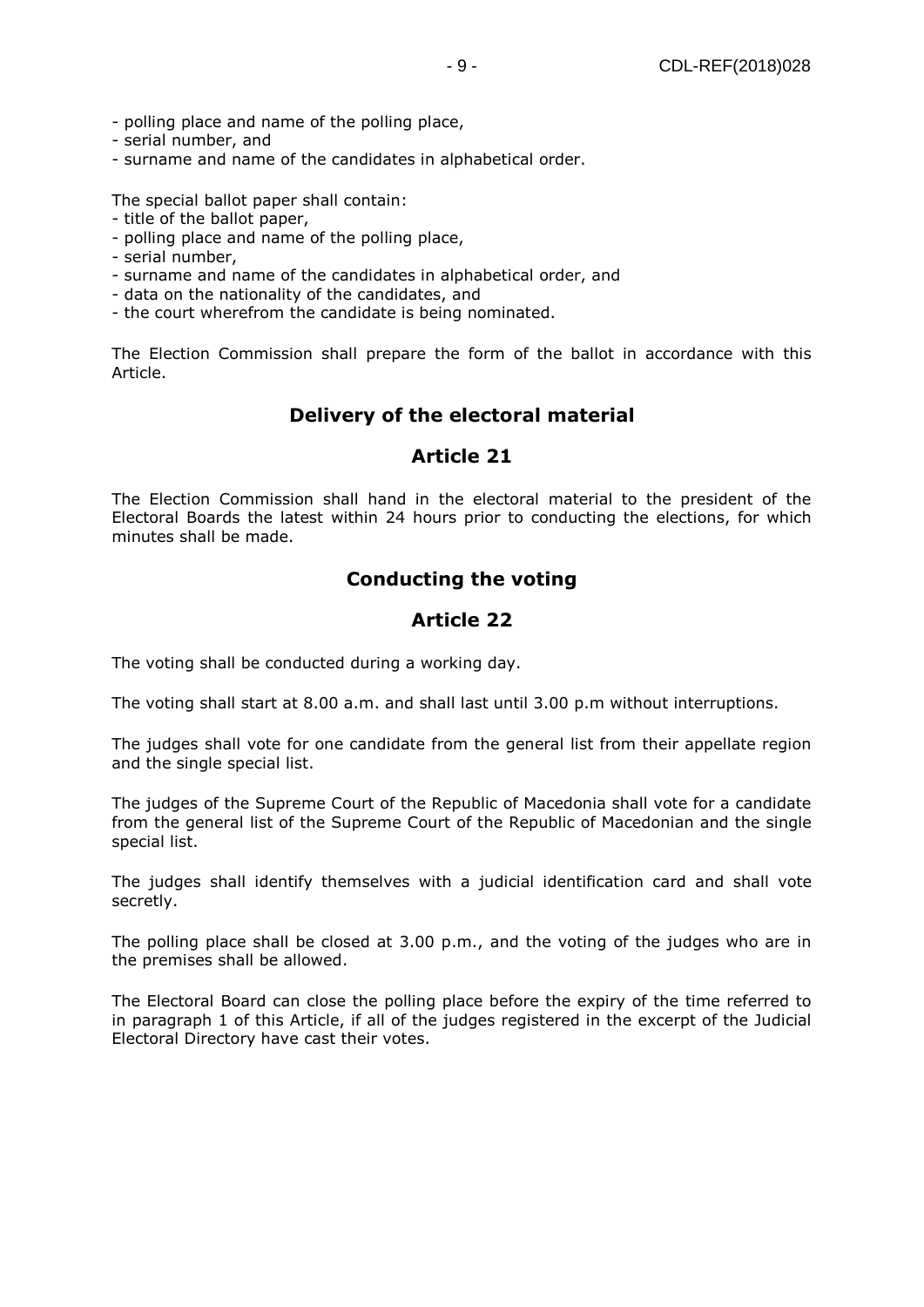- polling place and name of the polling place,
- serial number, and
- surname and name of the candidates in alphabetical order.

The special ballot paper shall contain:
- title of the ballot paper,
- polling place and name of the polling place,
- serial number,
- surname and name of the candidates in alphabetical order, and
- data on the nationality of the candidates, and
- the court wherefrom the candidate is being nominated.

The Election Commission shall prepare the form of the ballot in accordance with this Article.

## Delivery of the electoral material

## Article 21

The Election Commission shall hand in the electoral material to the president of the Electoral Boards the latest within 24 hours prior to conducting the elections, for which minutes shall be made.

## Conducting the voting

## Article 22

The voting shall be conducted during a working day.

The voting shall start at 8.00 a.m. and shall last until 3.00 p.m without interruptions.

The judges shall vote for one candidate from the general list from their appellate region and the single special list.

The judges of the Supreme Court of the Republic of Macedonia shall vote for a candidate from the general list of the Supreme Court of the Republic of Macedonian and the single special list.

The judges shall identify themselves with a judicial identification card and shall vote secretly.

The polling place shall be closed at 3.00 p.m., and the voting of the judges who are in the premises shall be allowed.

The Electoral Board can close the polling place before the expiry of the time referred to in paragraph 1 of this Article, if all of the judges registered in the excerpt of the Judicial Electoral Directory have cast their votes.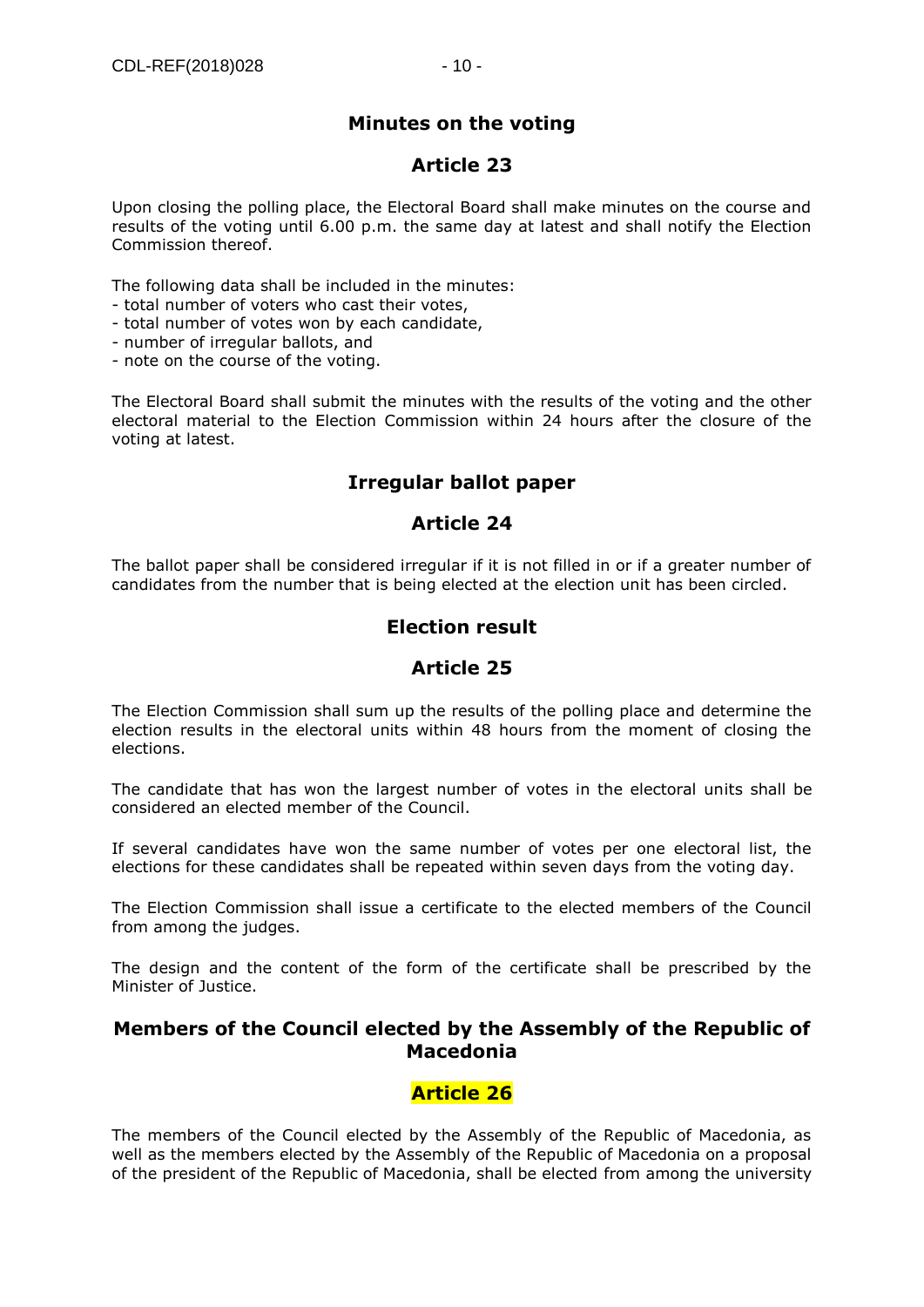## Minutes on the voting

## Article 23

Upon closing the polling place, the Electoral Board shall make minutes on the course and results of the voting until 6.00 p.m. the same day at latest and shall notify the Election Commission thereof.

The following data shall be included in the minutes:
- total number of voters who cast their votes,
- total number of votes won by each candidate,
- number of irregular ballots, and
- note on the course of the voting.

The Electoral Board shall submit the minutes with the results of the voting and the other electoral material to the Election Commission within 24 hours after the closure of the voting at latest.

## Irregular ballot paper

## Article 24

The ballot paper shall be considered irregular if it is not filled in or if a greater number of candidates from the number that is being elected at the election unit has been circled.

## Election result

## Article 25

The Election Commission shall sum up the results of the polling place and determine the election results in the electoral units within 48 hours from the moment of closing the elections.

The candidate that has won the largest number of votes in the electoral units shall be considered an elected member of the Council.

If several candidates have won the same number of votes per one electoral list, the elections for these candidates shall be repeated within seven days from the voting day.

The Election Commission shall issue a certificate to the elected members of the Council from among the judges.

The design and the content of the form of the certificate shall be prescribed by the Minister of Justice.

## Members of the Council elected by the Assembly of the Republic of Macedonia

## Article 26

The members of the Council elected by the Assembly of the Republic of Macedonia, as well as the members elected by the Assembly of the Republic of Macedonia on a proposal of the president of the Republic of Macedonia, shall be elected from among the university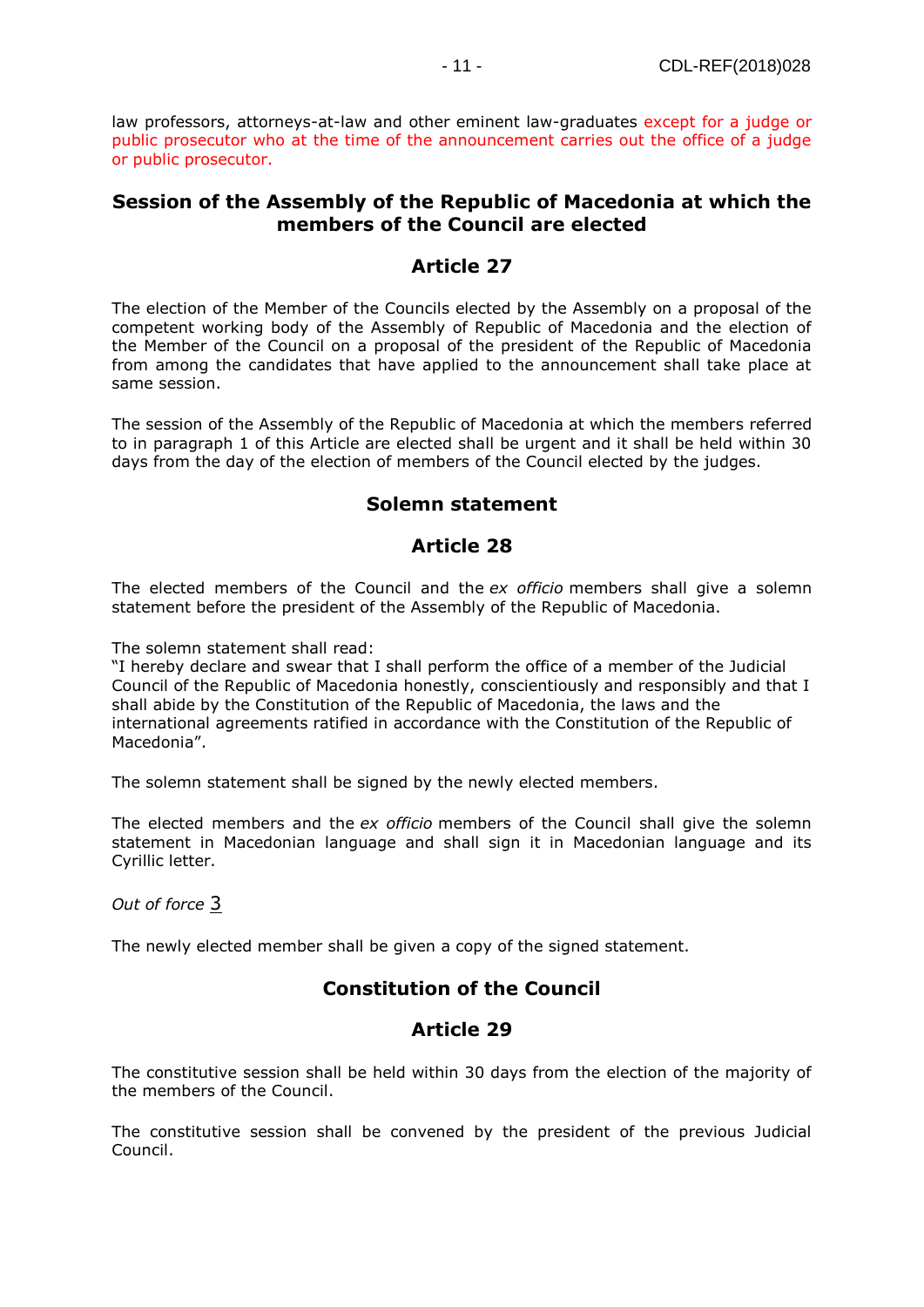law professors, attorneys-at-law and other eminent law-graduates except for a judge or public prosecutor who at the time of the announcement carries out the office of a judge or public prosecutor.

## Session of the Assembly of the Republic of Macedonia at which the members of the Council are elected

## Article 27

The election of the Member of the Councils elected by the Assembly on a proposal of the competent working body of the Assembly of Republic of Macedonia and the election of the Member of the Council on a proposal of the president of the Republic of Macedonia from among the candidates that have applied to the announcement shall take place at same session.

The session of the Assembly of the Republic of Macedonia at which the members referred to in paragraph 1 of this Article are elected shall be urgent and it shall be held within 30 days from the day of the election of members of the Council elected by the judges.

## Solemn statement

## Article 28

The elected members of the Council and the *ex officio* members shall give a solemn statement before the president of the Assembly of the Republic of Macedonia.

The solemn statement shall read:
"I hereby declare and swear that I shall perform the office of a member of the Judicial Council of the Republic of Macedonia honestly, conscientiously and responsibly and that I shall abide by the Constitution of the Republic of Macedonia, the laws and the international agreements ratified in accordance with the Constitution of the Republic of Macedonia".

The solemn statement shall be signed by the newly elected members.

The elected members and the *ex officio* members of the Council shall give the solemn statement in Macedonian language and shall sign it in Macedonian language and its Cyrillic letter.

*Out of force* [3]

The newly elected member shall be given a copy of the signed statement.

## Constitution of the Council

## Article 29

The constitutive session shall be held within 30 days from the election of the majority of the members of the Council.

The constitutive session shall be convened by the president of the previous Judicial Council.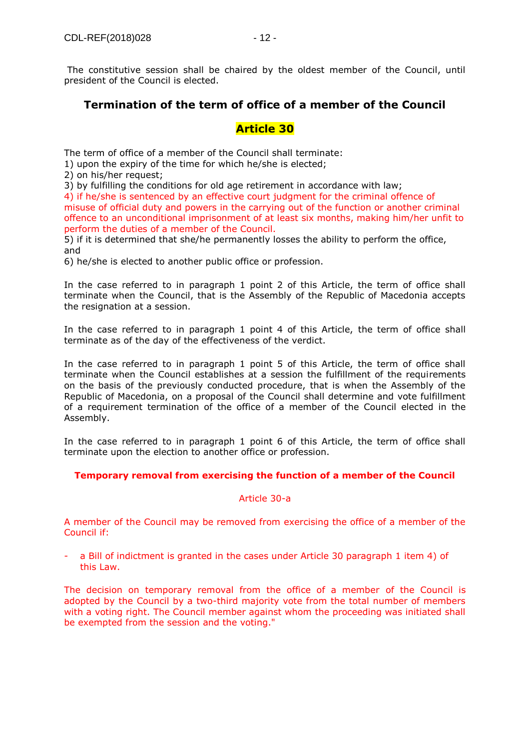The constitutive session shall be chaired by the oldest member of the Council, until president of the Council is elected.

## Termination of the term of office of a member of the Council

### Article 30

The term of office of a member of the Council shall terminate:
1) upon the expiry of the time for which he/she is elected;
2) on his/her request;
3) by fulfilling the conditions for old age retirement in accordance with law;
4) if he/she is sentenced by an effective court judgment for the criminal offence of misuse of official duty and powers in the carrying out of the function or another criminal offence to an unconditional imprisonment of at least six months, making him/her unfit to perform the duties of a member of the Council.
5) if it is determined that she/he permanently losses the ability to perform the office, and
6) he/she is elected to another public office or profession.

In the case referred to in paragraph 1 point 2 of this Article, the term of office shall terminate when the Council, that is the Assembly of the Republic of Macedonia accepts the resignation at a session.

In the case referred to in paragraph 1 point 4 of this Article, the term of office shall terminate as of the day of the effectiveness of the verdict.

In the case referred to in paragraph 1 point 5 of this Article, the term of office shall terminate when the Council establishes at a session the fulfillment of the requirements on the basis of the previously conducted procedure, that is when the Assembly of the Republic of Macedonia, on a proposal of the Council shall determine and vote fulfillment of a requirement termination of the office of a member of the Council elected in the Assembly.

In the case referred to in paragraph 1 point 6 of this Article, the term of office shall terminate upon the election to another office or profession.

**Temporary removal from exercising the function of a member of the Council**

Article 30-a

A member of the Council may be removed from exercising the office of a member of the Council if:

- a Bill of indictment is granted in the cases under Article 30 paragraph 1 item 4) of this Law.

The decision on temporary removal from the office of a member of the Council is adopted by the Council by a two-third majority vote from the total number of members with a voting right. The Council member against whom the proceeding was initiated shall be exempted from the session and the voting."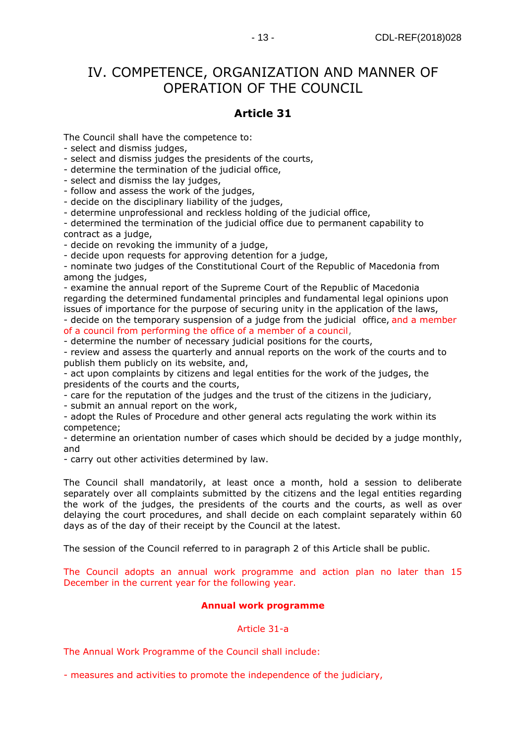# IV. COMPETENCE, ORGANIZATION AND MANNER OF OPERATION OF THE COUNCIL

## Article 31

The Council shall have the competence to:

- select and dismiss judges,
- select and dismiss judges the presidents of the courts,
- determine the termination of the judicial office,
- select and dismiss the lay judges,
- follow and assess the work of the judges,
- decide on the disciplinary liability of the judges,
- determine unprofessional and reckless holding of the judicial office,
- determined the termination of the judicial office due to permanent capability to contract as a judge,
- decide on revoking the immunity of a judge,
- decide upon requests for approving detention for a judge,
- nominate two judges of the Constitutional Court of the Republic of Macedonia from among the judges,
- examine the annual report of the Supreme Court of the Republic of Macedonia regarding the determined fundamental principles and fundamental legal opinions upon issues of importance for the purpose of securing unity in the application of the laws,
- decide on the temporary suspension of a judge from the judicial office, and a member of a council from performing the office of a member of a council,
- determine the number of necessary judicial positions for the courts,
- review and assess the quarterly and annual reports on the work of the courts and to publish them publicly on its website, and,
- act upon complaints by citizens and legal entities for the work of the judges, the presidents of the courts and the courts,
- care for the reputation of the judges and the trust of the citizens in the judiciary,
- submit an annual report on the work,
- adopt the Rules of Procedure and other general acts regulating the work within its competence;
- determine an orientation number of cases which should be decided by a judge monthly, and
- carry out other activities determined by law.

The Council shall mandatorily, at least once a month, hold a session to deliberate separately over all complaints submitted by the citizens and the legal entities regarding the work of the judges, the presidents of the courts and the courts, as well as over delaying the court procedures, and shall decide on each complaint separately within 60 days as of the day of their receipt by the Council at the latest.

The session of the Council referred to in paragraph 2 of this Article shall be public.

The Council adopts an annual work programme and action plan no later than 15 December in the current year for the following year.

**Annual work programme**

Article 31-a

The Annual Work Programme of the Council shall include:

- measures and activities to promote the independence of the judiciary,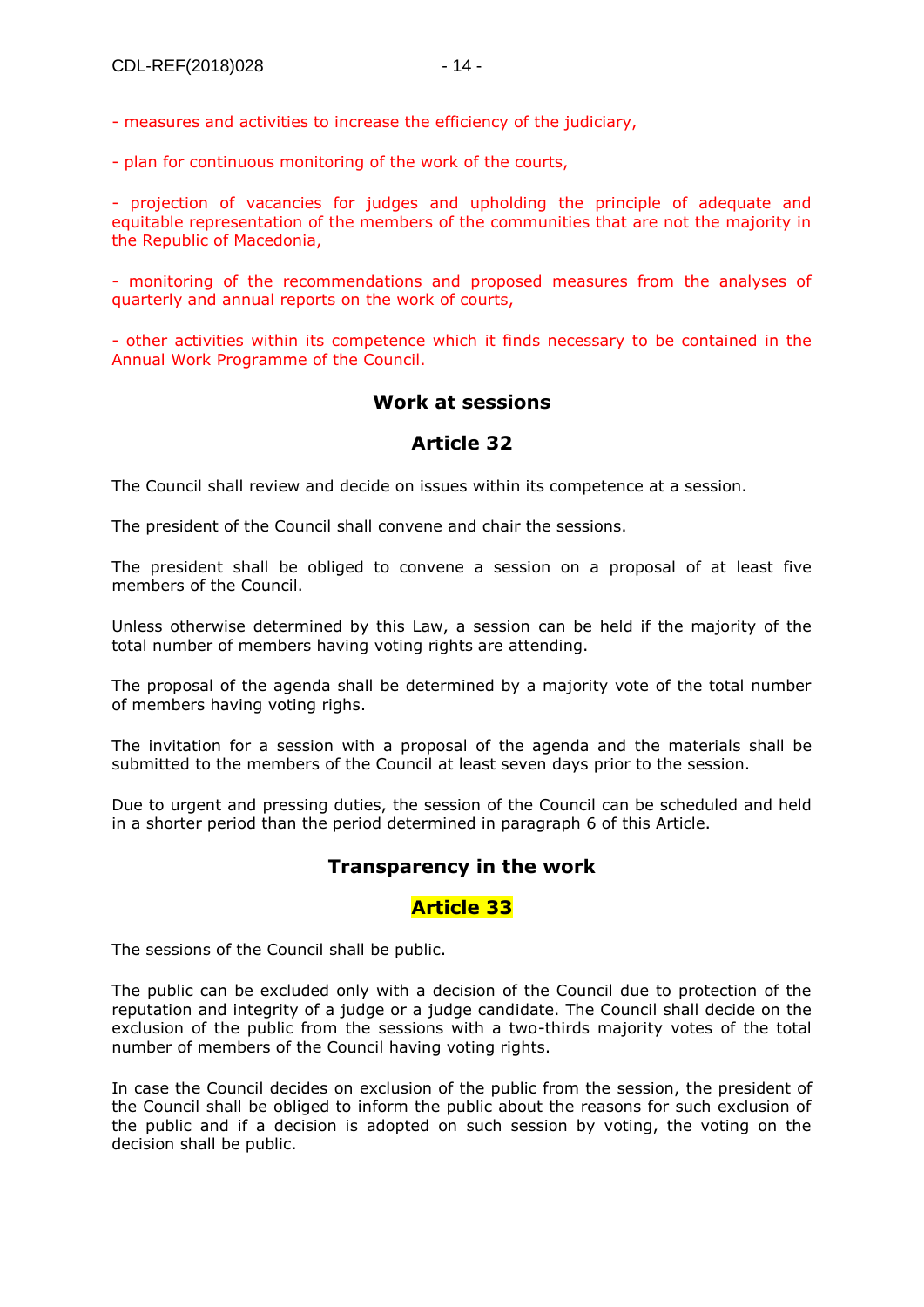- measures and activities to increase the efficiency of the judiciary,

- plan for continuous monitoring of the work of the courts,

- projection of vacancies for judges and upholding the principle of adequate and equitable representation of the members of the communities that are not the majority in the Republic of Macedonia,

- monitoring of the recommendations and proposed measures from the analyses of quarterly and annual reports on the work of courts,

- other activities within its competence which it finds necessary to be contained in the Annual Work Programme of the Council.

## Work at sessions

### Article 32

The Council shall review and decide on issues within its competence at a session.

The president of the Council shall convene and chair the sessions.

The president shall be obliged to convene a session on a proposal of at least five members of the Council.

Unless otherwise determined by this Law, a session can be held if the majority of the total number of members having voting rights are attending.

The proposal of the agenda shall be determined by a majority vote of the total number of members having voting righs.

The invitation for a session with a proposal of the agenda and the materials shall be submitted to the members of the Council at least seven days prior to the session.

Due to urgent and pressing duties, the session of the Council can be scheduled and held in a shorter period than the period determined in paragraph 6 of this Article.

## Transparency in the work

### Article 33

The sessions of the Council shall be public.

The public can be excluded only with a decision of the Council due to protection of the reputation and integrity of a judge or a judge candidate. The Council shall decide on the exclusion of the public from the sessions with a two-thirds majority votes of the total number of members of the Council having voting rights.

In case the Council decides on exclusion of the public from the session, the president of the Council shall be obliged to inform the public about the reasons for such exclusion of the public and if a decision is adopted on such session by voting, the voting on the decision shall be public.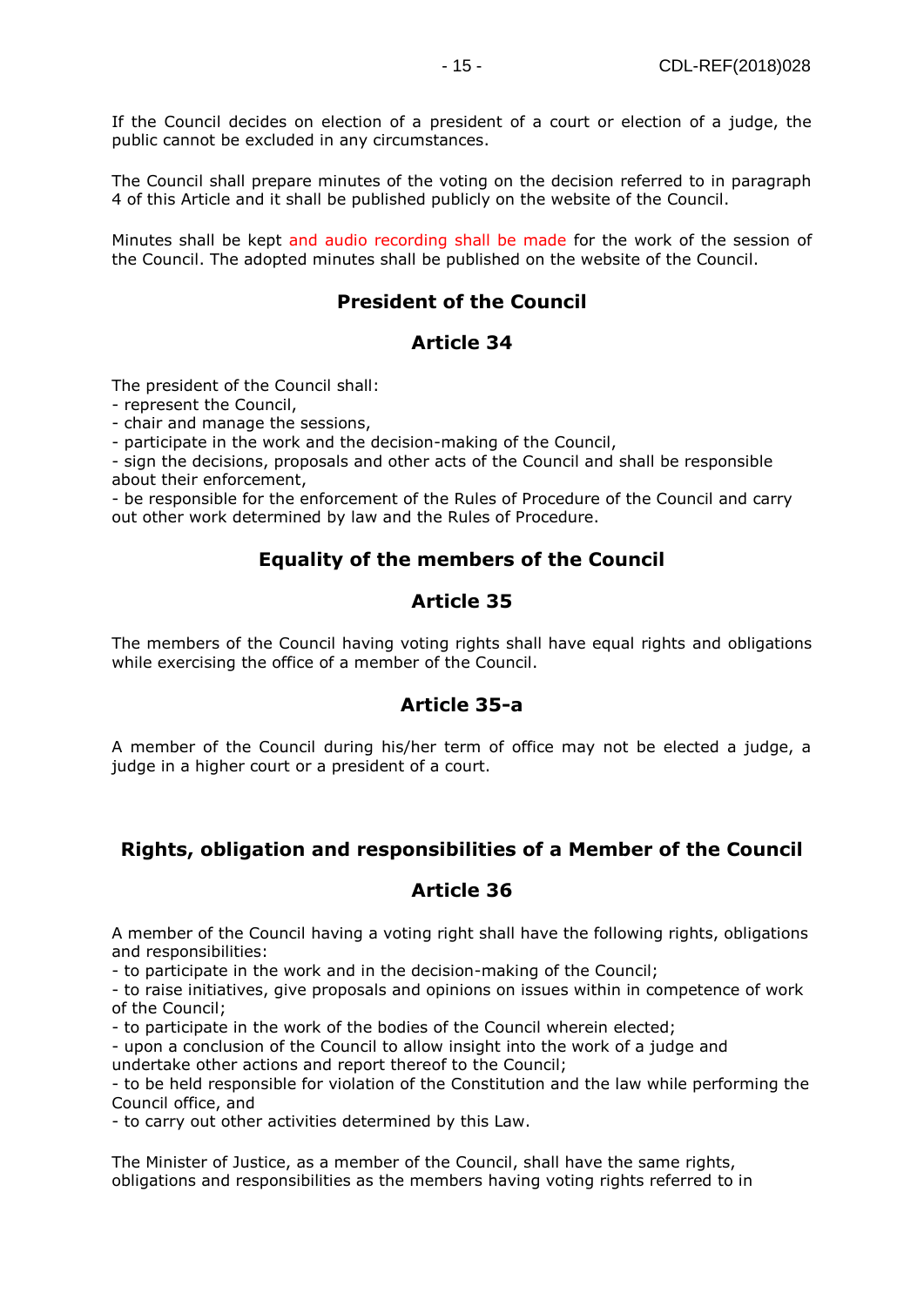If the Council decides on election of a president of a court or election of a judge, the public cannot be excluded in any circumstances.

The Council shall prepare minutes of the voting on the decision referred to in paragraph 4 of this Article and it shall be published publicly on the website of the Council.

Minutes shall be kept and audio recording shall be made for the work of the session of the Council. The adopted minutes shall be published on the website of the Council.

## President of the Council

## Article 34

The president of the Council shall:
- represent the Council,
- chair and manage the sessions,
- participate in the work and the decision-making of the Council,
- sign the decisions, proposals and other acts of the Council and shall be responsible about their enforcement,
- be responsible for the enforcement of the Rules of Procedure of the Council and carry out other work determined by law and the Rules of Procedure.

## Equality of the members of the Council

## Article 35

The members of the Council having voting rights shall have equal rights and obligations while exercising the office of a member of the Council.

## Article 35-a

A member of the Council during his/her term of office may not be elected a judge, a judge in a higher court or a president of a court.

## Rights, obligation and responsibilities of a Member of the Council

## Article 36

A member of the Council having a voting right shall have the following rights, obligations and responsibilities:
- to participate in the work and in the decision-making of the Council;
- to raise initiatives, give proposals and opinions on issues within in competence of work of the Council;
- to participate in the work of the bodies of the Council wherein elected;
- upon a conclusion of the Council to allow insight into the work of a judge and undertake other actions and report thereof to the Council;
- to be held responsible for violation of the Constitution and the law while performing the Council office, and
- to carry out other activities determined by this Law.

The Minister of Justice, as a member of the Council, shall have the same rights, obligations and responsibilities as the members having voting rights referred to in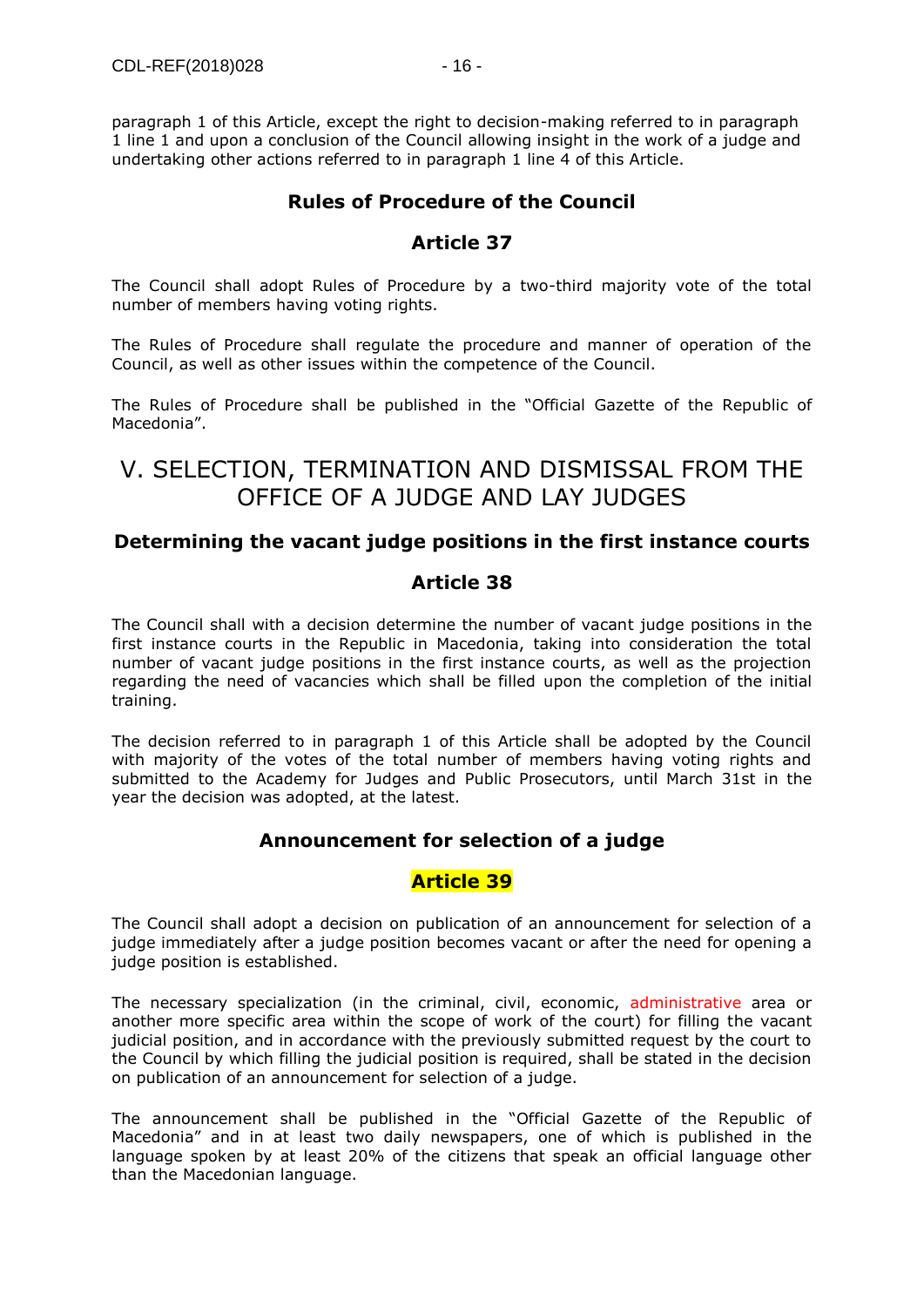paragraph 1 of this Article, except the right to decision-making referred to in paragraph 1 line 1 and upon a conclusion of the Council allowing insight in the work of a judge and undertaking other actions referred to in paragraph 1 line 4 of this Article.

### Rules of Procedure of the Council

### Article 37

The Council shall adopt Rules of Procedure by a two-third majority vote of the total number of members having voting rights.

The Rules of Procedure shall regulate the procedure and manner of operation of the Council, as well as other issues within the competence of the Council.

The Rules of Procedure shall be published in the "Official Gazette of the Republic of Macedonia".

## V. SELECTION, TERMINATION AND DISMISSAL FROM THE OFFICE OF A JUDGE AND LAY JUDGES

### Determining the vacant judge positions in the first instance courts

### Article 38

The Council shall with a decision determine the number of vacant judge positions in the first instance courts in the Republic in Macedonia, taking into consideration the total number of vacant judge positions in the first instance courts, as well as the projection regarding the need of vacancies which shall be filled upon the completion of the initial training.

The decision referred to in paragraph 1 of this Article shall be adopted by the Council with majority of the votes of the total number of members having voting rights and submitted to the Academy for Judges and Public Prosecutors, until March 31st in the year the decision was adopted, at the latest.

### Announcement for selection of a judge

### Article 39

The Council shall adopt a decision on publication of an announcement for selection of a judge immediately after a judge position becomes vacant or after the need for opening a judge position is established.

The necessary specialization (in the criminal, civil, economic, administrative area or another more specific area within the scope of work of the court) for filling the vacant judicial position, and in accordance with the previously submitted request by the court to the Council by which filling the judicial position is required, shall be stated in the decision on publication of an announcement for selection of a judge.

The announcement shall be published in the "Official Gazette of the Republic of Macedonia" and in at least two daily newspapers, one of which is published in the language spoken by at least 20% of the citizens that speak an official language other than the Macedonian language.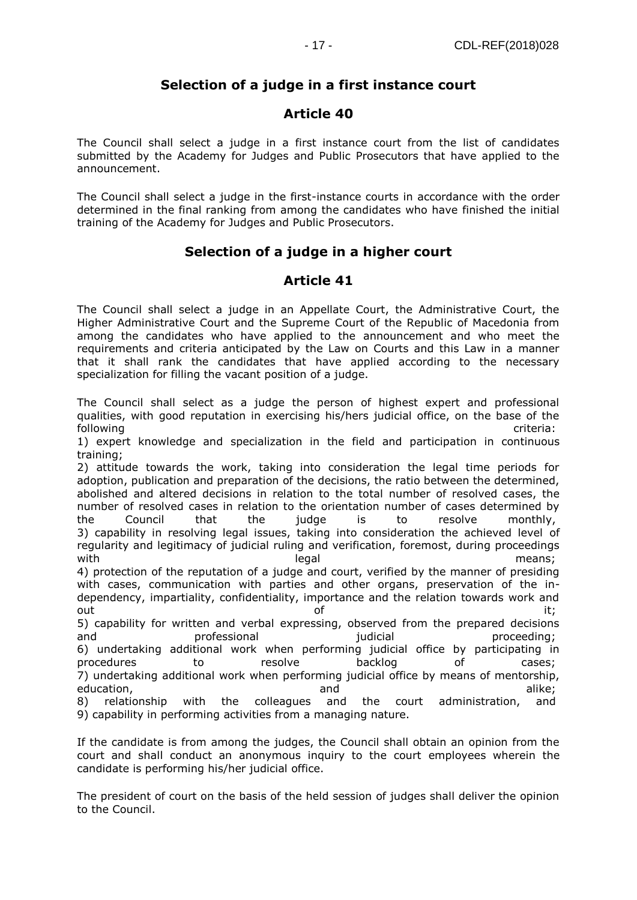## Selection of a judge in a first instance court

## Article 40

The Council shall select a judge in a first instance court from the list of candidates submitted by the Academy for Judges and Public Prosecutors that have applied to the announcement.

The Council shall select a judge in the first-instance courts in accordance with the order determined in the final ranking from among the candidates who have finished the initial training of the Academy for Judges and Public Prosecutors.

## Selection of a judge in a higher court

## Article 41

The Council shall select a judge in an Appellate Court, the Administrative Court, the Higher Administrative Court and the Supreme Court of the Republic of Macedonia from among the candidates who have applied to the announcement and who meet the requirements and criteria anticipated by the Law on Courts and this Law in a manner that it shall rank the candidates that have applied according to the necessary specialization for filling the vacant position of a judge.

The Council shall select as a judge the person of highest expert and professional qualities, with good reputation in exercising his/hers judicial office, on the base of the following criteria:

1) expert knowledge and specialization in the field and participation in continuous training;
2) attitude towards the work, taking into consideration the legal time periods for adoption, publication and preparation of the decisions, the ratio between the determined, abolished and altered decisions in relation to the total number of resolved cases, the number of resolved cases in relation to the orientation number of cases determined by the Council that the judge is to resolve monthly,
3) capability in resolving legal issues, taking into consideration the achieved level of regularity and legitimacy of judicial ruling and verification, foremost, during proceedings with legal means;
4) protection of the reputation of a judge and court, verified by the manner of presiding with cases, communication with parties and other organs, preservation of the in-dependency, impartiality, confidentiality, importance and the relation towards work and out of it;
5) capability for written and verbal expressing, observed from the prepared decisions and professional judicial proceeding;
6) undertaking additional work when performing judicial office by participating in procedures to resolve backlog of cases;
7) undertaking additional work when performing judicial office by means of mentorship, education, and alike;
8) relationship with the colleagues and the court administration, and
9) capability in performing activities from a managing nature.

If the candidate is from among the judges, the Council shall obtain an opinion from the court and shall conduct an anonymous inquiry to the court employees wherein the candidate is performing his/her judicial office.

The president of court on the basis of the held session of judges shall deliver the opinion to the Council.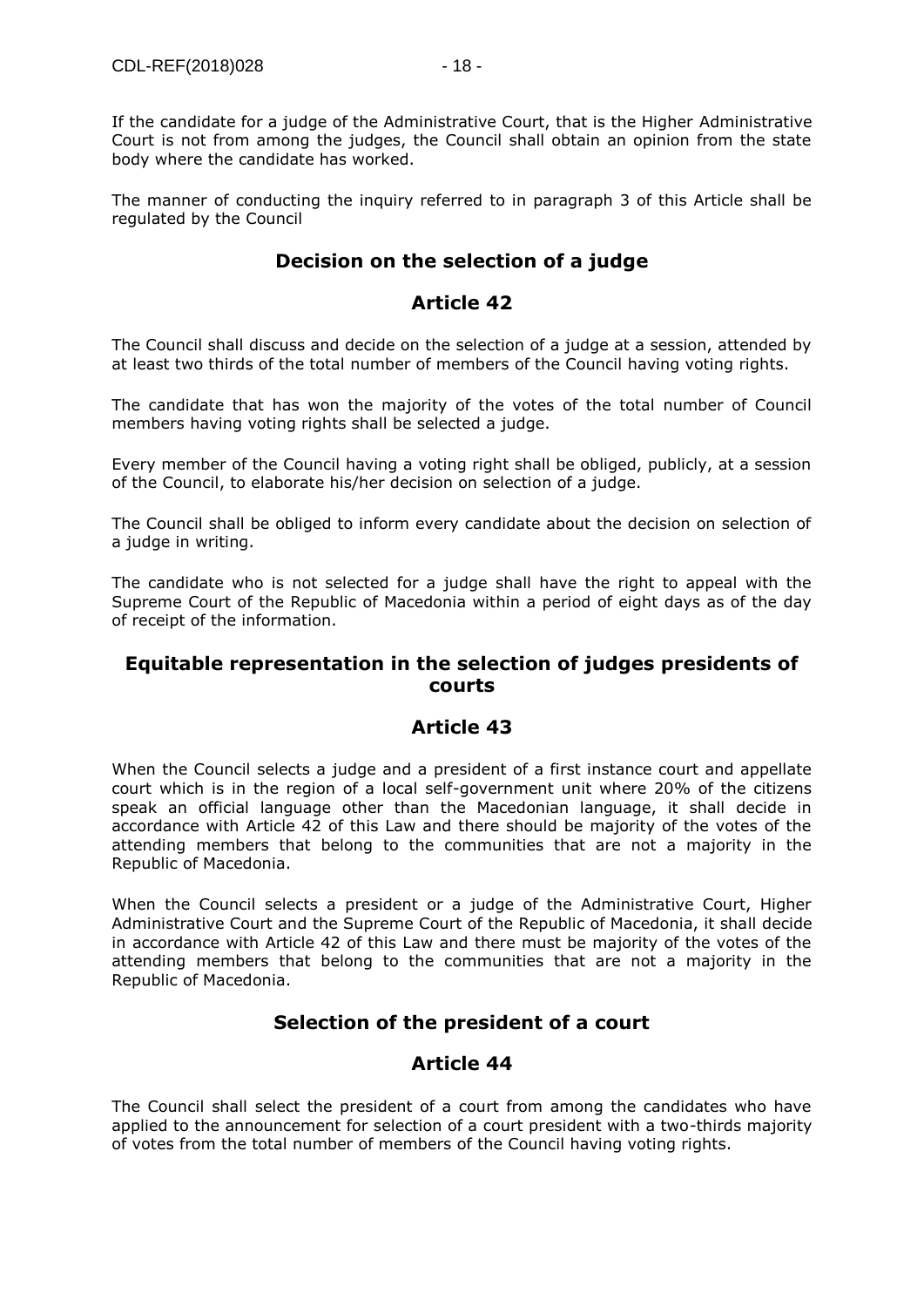If the candidate for a judge of the Administrative Court, that is the Higher Administrative Court is not from among the judges, the Council shall obtain an opinion from the state body where the candidate has worked.

The manner of conducting the inquiry referred to in paragraph 3 of this Article shall be regulated by the Council

## Decision on the selection of a judge

## Article 42

The Council shall discuss and decide on the selection of a judge at a session, attended by at least two thirds of the total number of members of the Council having voting rights.

The candidate that has won the majority of the votes of the total number of Council members having voting rights shall be selected a judge.

Every member of the Council having a voting right shall be obliged, publicly, at a session of the Council, to elaborate his/her decision on selection of a judge.

The Council shall be obliged to inform every candidate about the decision on selection of a judge in writing.

The candidate who is not selected for a judge shall have the right to appeal with the Supreme Court of the Republic of Macedonia within a period of eight days as of the day of receipt of the information.

## Equitable representation in the selection of judges presidents of courts

## Article 43

When the Council selects a judge and a president of a first instance court and appellate court which is in the region of a local self-government unit where 20% of the citizens speak an official language other than the Macedonian language, it shall decide in accordance with Article 42 of this Law and there should be majority of the votes of the attending members that belong to the communities that are not a majority in the Republic of Macedonia.

When the Council selects a president or a judge of the Administrative Court, Higher Administrative Court and the Supreme Court of the Republic of Macedonia, it shall decide in accordance with Article 42 of this Law and there must be majority of the votes of the attending members that belong to the communities that are not a majority in the Republic of Macedonia.

## Selection of the president of a court

## Article 44

The Council shall select the president of a court from among the candidates who have applied to the announcement for selection of a court president with a two-thirds majority of votes from the total number of members of the Council having voting rights.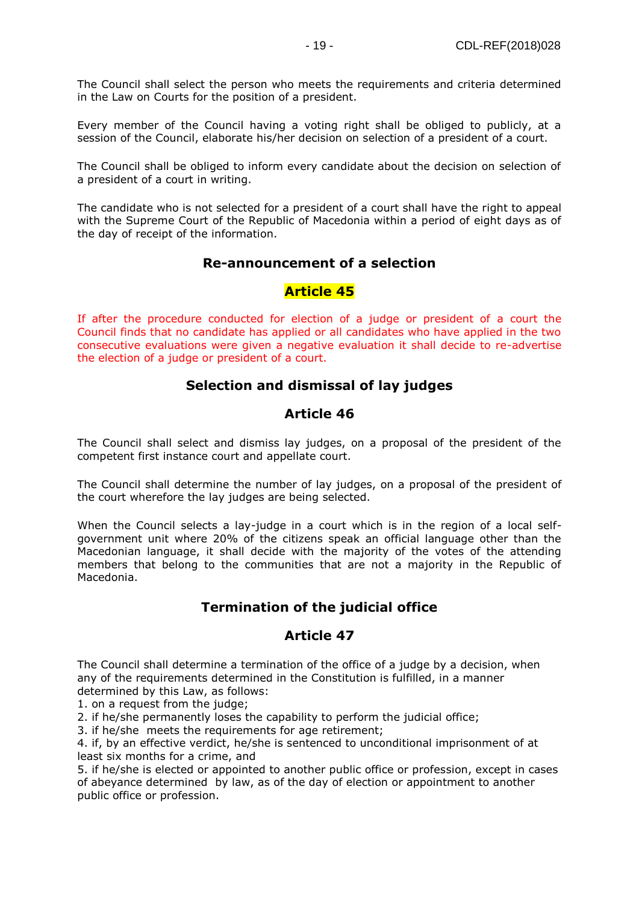The Council shall select the person who meets the requirements and criteria determined in the Law on Courts for the position of a president.

Every member of the Council having a voting right shall be obliged to publicly, at a session of the Council, elaborate his/her decision on selection of a president of a court.

The Council shall be obliged to inform every candidate about the decision on selection of a president of a court in writing.

The candidate who is not selected for a president of a court shall have the right to appeal with the Supreme Court of the Republic of Macedonia within a period of eight days as of the day of receipt of the information.

### Re-announcement of a selection

### Article 45

If after the procedure conducted for election of a judge or president of a court the Council finds that no candidate has applied or all candidates who have applied in the two consecutive evaluations were given a negative evaluation it shall decide to re-advertise the election of a judge or president of a court.

### Selection and dismissal of lay judges

### Article 46

The Council shall select and dismiss lay judges, on a proposal of the president of the competent first instance court and appellate court.

The Council shall determine the number of lay judges, on a proposal of the president of the court wherefore the lay judges are being selected.

When the Council selects a lay-judge in a court which is in the region of a local self-government unit where 20% of the citizens speak an official language other than the Macedonian language, it shall decide with the majority of the votes of the attending members that belong to the communities that are not a majority in the Republic of Macedonia.

### Termination of the judicial office

### Article 47

The Council shall determine a termination of the office of a judge by a decision, when any of the requirements determined in the Constitution is fulfilled, in a manner determined by this Law, as follows:

1. on a request from the judge;
2. if he/she permanently loses the capability to perform the judicial office;
3. if he/she meets the requirements for age retirement;
4. if, by an effective verdict, he/she is sentenced to unconditional imprisonment of at least six months for a crime, and
5. if he/she is elected or appointed to another public office or profession, except in cases of abeyance determined by law, as of the day of election or appointment to another public office or profession.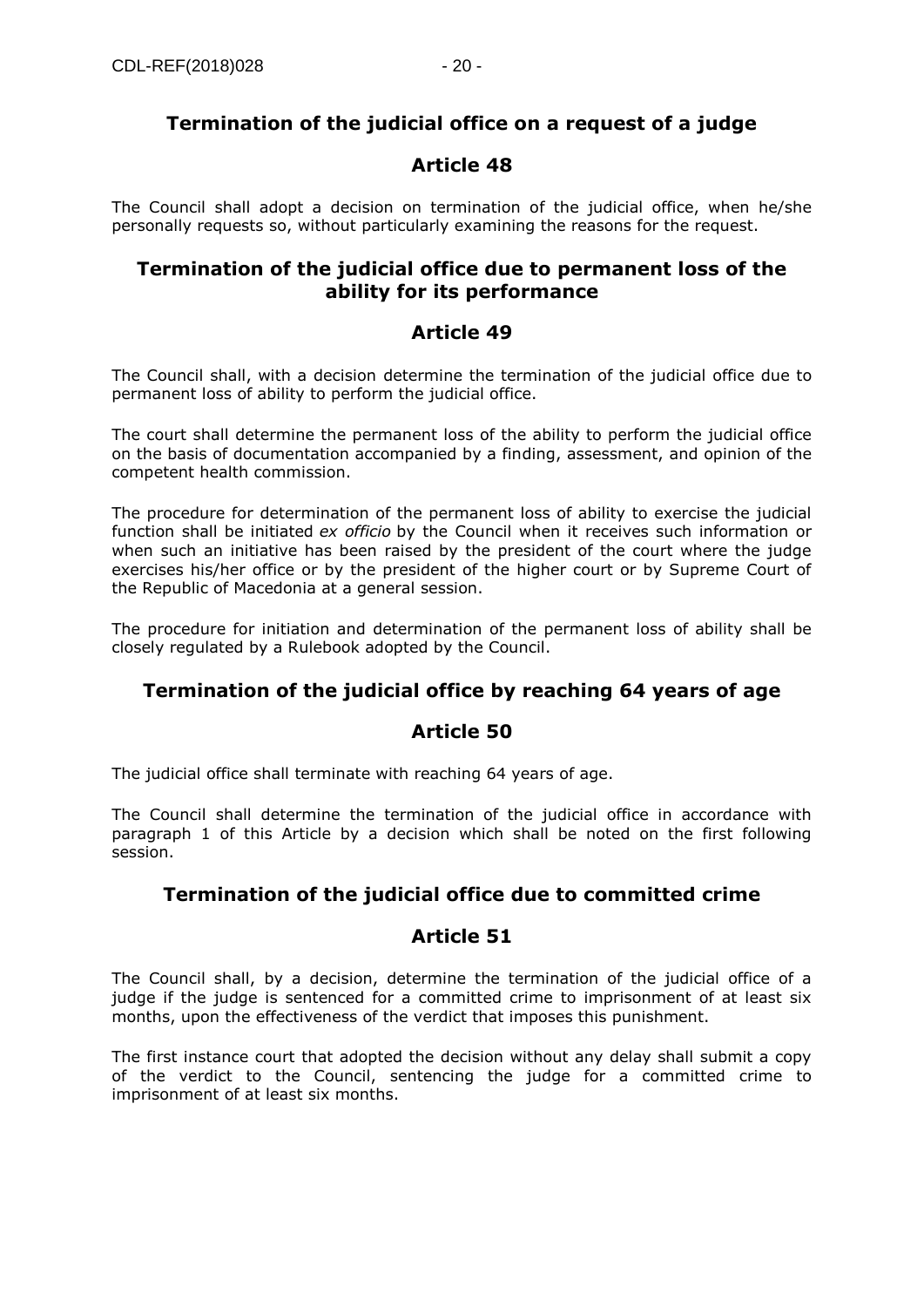## Termination of the judicial office on a request of a judge

### Article 48

The Council shall adopt a decision on termination of the judicial office, when he/she personally requests so, without particularly examining the reasons for the request.

## Termination of the judicial office due to permanent loss of the ability for its performance

### Article 49

The Council shall, with a decision determine the termination of the judicial office due to permanent loss of ability to perform the judicial office.

The court shall determine the permanent loss of the ability to perform the judicial office on the basis of documentation accompanied by a finding, assessment, and opinion of the competent health commission.

The procedure for determination of the permanent loss of ability to exercise the judicial function shall be initiated *ex officio* by the Council when it receives such information or when such an initiative has been raised by the president of the court where the judge exercises his/her office or by the president of the higher court or by Supreme Court of the Republic of Macedonia at a general session.

The procedure for initiation and determination of the permanent loss of ability shall be closely regulated by a Rulebook adopted by the Council.

## Termination of the judicial office by reaching 64 years of age

### Article 50

The judicial office shall terminate with reaching 64 years of age.

The Council shall determine the termination of the judicial office in accordance with paragraph 1 of this Article by a decision which shall be noted on the first following session.

## Termination of the judicial office due to committed crime

### Article 51

The Council shall, by a decision, determine the termination of the judicial office of a judge if the judge is sentenced for a committed crime to imprisonment of at least six months, upon the effectiveness of the verdict that imposes this punishment.

The first instance court that adopted the decision without any delay shall submit a copy of the verdict to the Council, sentencing the judge for a committed crime to imprisonment of at least six months.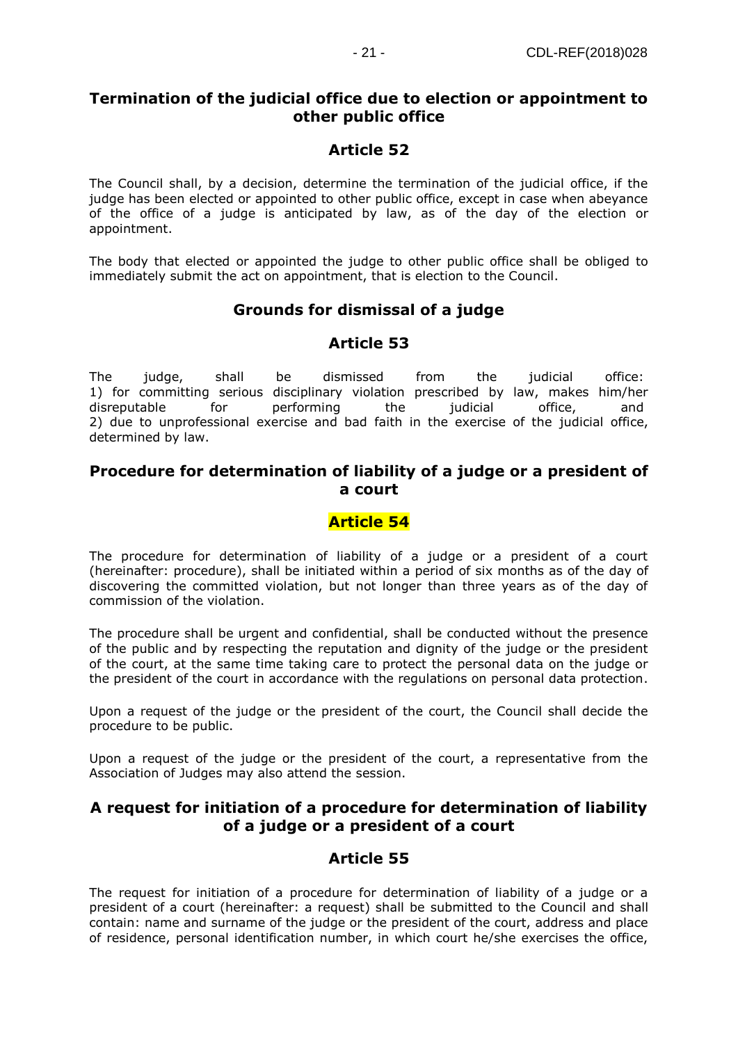### Termination of the judicial office due to election or appointment to other public office

### Article 52

The Council shall, by a decision, determine the termination of the judicial office, if the judge has been elected or appointed to other public office, except in case when abeyance of the office of a judge is anticipated by law, as of the day of the election or appointment.

The body that elected or appointed the judge to other public office shall be obliged to immediately submit the act on appointment, that is election to the Council.

### Grounds for dismissal of a judge

### Article 53

The judge, shall be dismissed from the judicial office:
1) for committing serious disciplinary violation prescribed by law, makes him/her disreputable for performing the judicial office, and
2) due to unprofessional exercise and bad faith in the exercise of the judicial office, determined by law.

### Procedure for determination of liability of a judge or a president of a court

### Article 54

The procedure for determination of liability of a judge or a president of a court (hereinafter: procedure), shall be initiated within a period of six months as of the day of discovering the committed violation, but not longer than three years as of the day of commission of the violation.

The procedure shall be urgent and confidential, shall be conducted without the presence of the public and by respecting the reputation and dignity of the judge or the president of the court, at the same time taking care to protect the personal data on the judge or the president of the court in accordance with the regulations on personal data protection.

Upon a request of the judge or the president of the court, the Council shall decide the procedure to be public.

Upon a request of the judge or the president of the court, a representative from the Association of Judges may also attend the session.

### A request for initiation of a procedure for determination of liability of a judge or a president of a court

### Article 55

The request for initiation of a procedure for determination of liability of a judge or a president of a court (hereinafter: a request) shall be submitted to the Council and shall contain: name and surname of the judge or the president of the court, address and place of residence, personal identification number, in which court he/she exercises the office,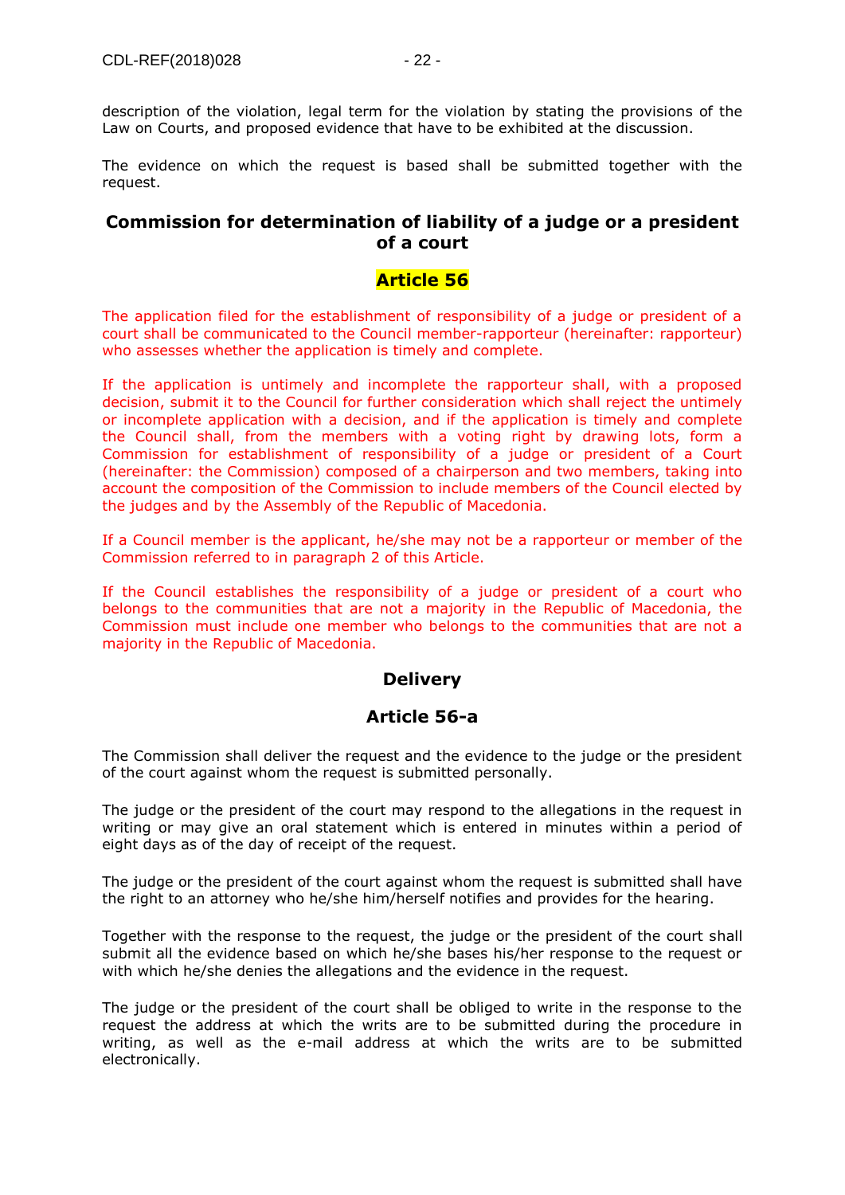description of the violation, legal term for the violation by stating the provisions of the Law on Courts, and proposed evidence that have to be exhibited at the discussion.

The evidence on which the request is based shall be submitted together with the request.

## Commission for determination of liability of a judge or a president of a court

### Article 56

The application filed for the establishment of responsibility of a judge or president of a court shall be communicated to the Council member-rapporteur (hereinafter: rapporteur) who assesses whether the application is timely and complete.

If the application is untimely and incomplete the rapporteur shall, with a proposed decision, submit it to the Council for further consideration which shall reject the untimely or incomplete application with a decision, and if the application is timely and complete the Council shall, from the members with a voting right by drawing lots, form a Commission for establishment of responsibility of a judge or president of a Court (hereinafter: the Commission) composed of a chairperson and two members, taking into account the composition of the Commission to include members of the Council elected by the judges and by the Assembly of the Republic of Macedonia.

If a Council member is the applicant, he/she may not be a rapporteur or member of the Commission referred to in paragraph 2 of this Article.

If the Council establishes the responsibility of a judge or president of a court who belongs to the communities that are not a majority in the Republic of Macedonia, the Commission must include one member who belongs to the communities that are not a majority in the Republic of Macedonia.

## Delivery

### Article 56-a

The Commission shall deliver the request and the evidence to the judge or the president of the court against whom the request is submitted personally.

The judge or the president of the court may respond to the allegations in the request in writing or may give an oral statement which is entered in minutes within a period of eight days as of the day of receipt of the request.

The judge or the president of the court against whom the request is submitted shall have the right to an attorney who he/she him/herself notifies and provides for the hearing.

Together with the response to the request, the judge or the president of the court shall submit all the evidence based on which he/she bases his/her response to the request or with which he/she denies the allegations and the evidence in the request.

The judge or the president of the court shall be obliged to write in the response to the request the address at which the writs are to be submitted during the procedure in writing, as well as the e-mail address at which the writs are to be submitted electronically.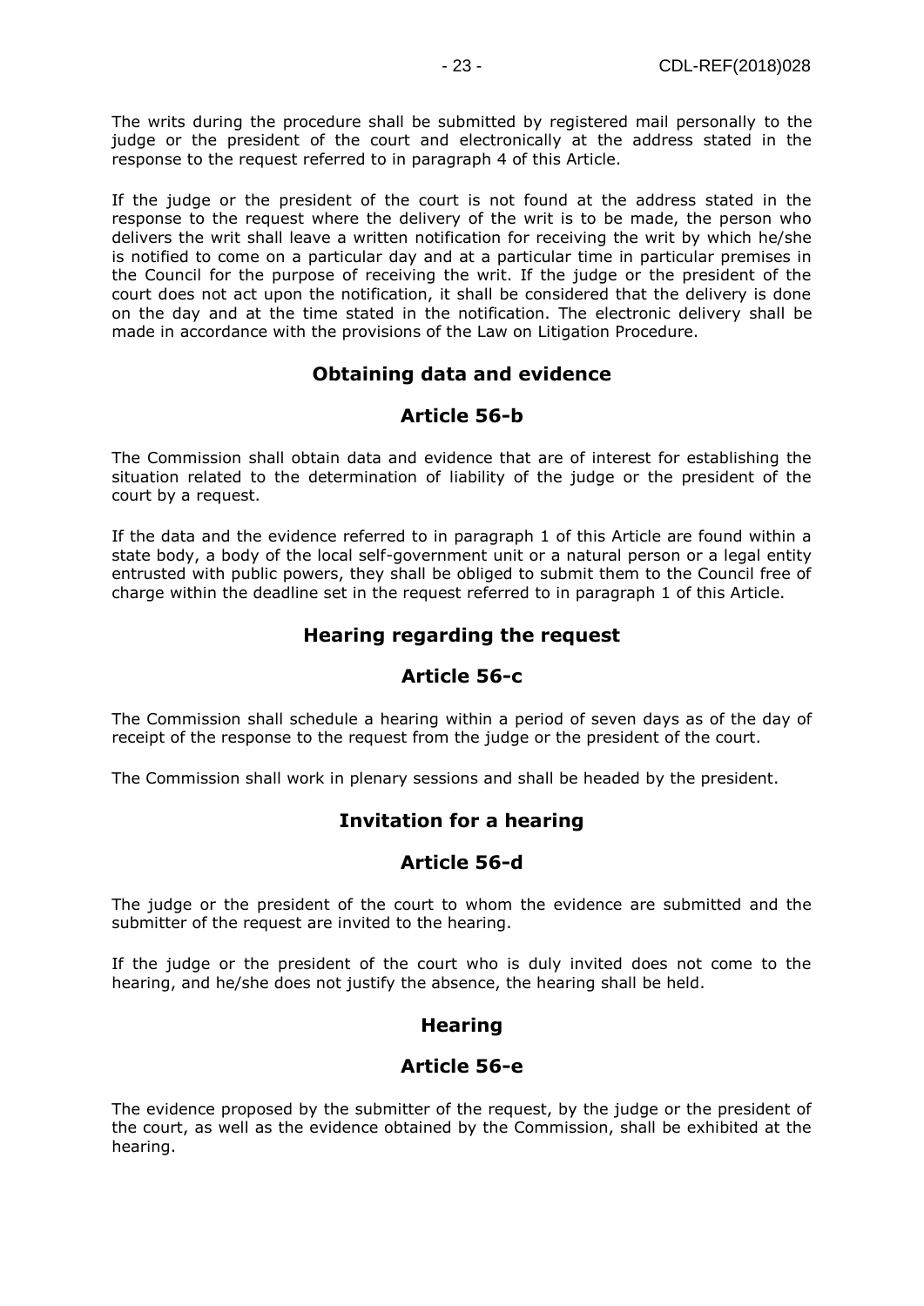The writs during the procedure shall be submitted by registered mail personally to the judge or the president of the court and electronically at the address stated in the response to the request referred to in paragraph 4 of this Article.

If the judge or the president of the court is not found at the address stated in the response to the request where the delivery of the writ is to be made, the person who delivers the writ shall leave a written notification for receiving the writ by which he/she is notified to come on a particular day and at a particular time in particular premises in the Council for the purpose of receiving the writ. If the judge or the president of the court does not act upon the notification, it shall be considered that the delivery is done on the day and at the time stated in the notification. The electronic delivery shall be made in accordance with the provisions of the Law on Litigation Procedure.

## Obtaining data and evidence

## Article 56-b

The Commission shall obtain data and evidence that are of interest for establishing the situation related to the determination of liability of the judge or the president of the court by a request.

If the data and the evidence referred to in paragraph 1 of this Article are found within a state body, a body of the local self-government unit or a natural person or a legal entity entrusted with public powers, they shall be obliged to submit them to the Council free of charge within the deadline set in the request referred to in paragraph 1 of this Article.

## Hearing regarding the request

## Article 56-c

The Commission shall schedule a hearing within a period of seven days as of the day of receipt of the response to the request from the judge or the president of the court.

The Commission shall work in plenary sessions and shall be headed by the president.

## Invitation for a hearing

## Article 56-d

The judge or the president of the court to whom the evidence are submitted and the submitter of the request are invited to the hearing.

If the judge or the president of the court who is duly invited does not come to the hearing, and he/she does not justify the absence, the hearing shall be held.

## Hearing

## Article 56-e

The evidence proposed by the submitter of the request, by the judge or the president of the court, as well as the evidence obtained by the Commission, shall be exhibited at the hearing.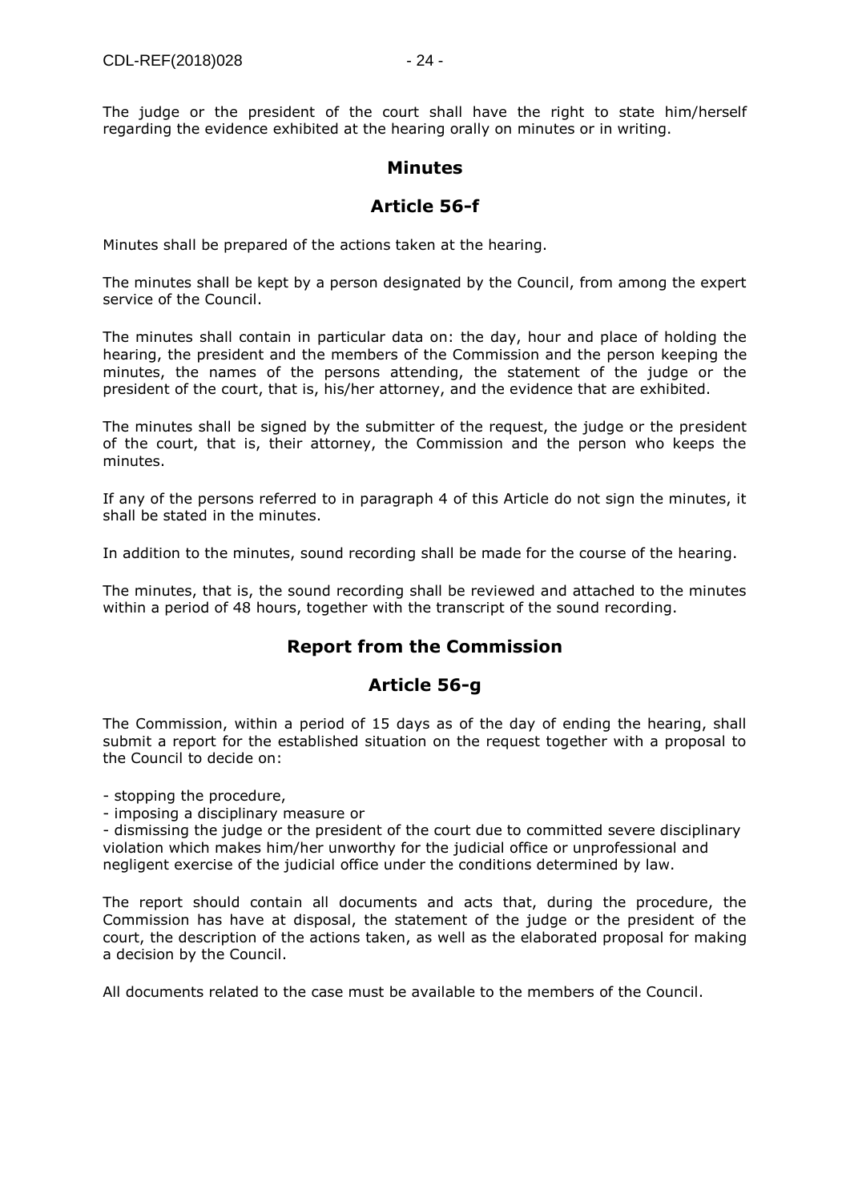The judge or the president of the court shall have the right to state him/herself regarding the evidence exhibited at the hearing orally on minutes or in writing.

## Minutes

## Article 56-f

Minutes shall be prepared of the actions taken at the hearing.

The minutes shall be kept by a person designated by the Council, from among the expert service of the Council.

The minutes shall contain in particular data on: the day, hour and place of holding the hearing, the president and the members of the Commission and the person keeping the minutes, the names of the persons attending, the statement of the judge or the president of the court, that is, his/her attorney, and the evidence that are exhibited.

The minutes shall be signed by the submitter of the request, the judge or the president of the court, that is, their attorney, the Commission and the person who keeps the minutes.

If any of the persons referred to in paragraph 4 of this Article do not sign the minutes, it shall be stated in the minutes.

In addition to the minutes, sound recording shall be made for the course of the hearing.

The minutes, that is, the sound recording shall be reviewed and attached to the minutes within a period of 48 hours, together with the transcript of the sound recording.

## Report from the Commission

## Article 56-g

The Commission, within a period of 15 days as of the day of ending the hearing, shall submit a report for the established situation on the request together with a proposal to the Council to decide on:

- stopping the procedure,
- imposing a disciplinary measure or
- dismissing the judge or the president of the court due to committed severe disciplinary violation which makes him/her unworthy for the judicial office or unprofessional and negligent exercise of the judicial office under the conditions determined by law.

The report should contain all documents and acts that, during the procedure, the Commission has have at disposal, the statement of the judge or the president of the court, the description of the actions taken, as well as the elaborated proposal for making a decision by the Council.

All documents related to the case must be available to the members of the Council.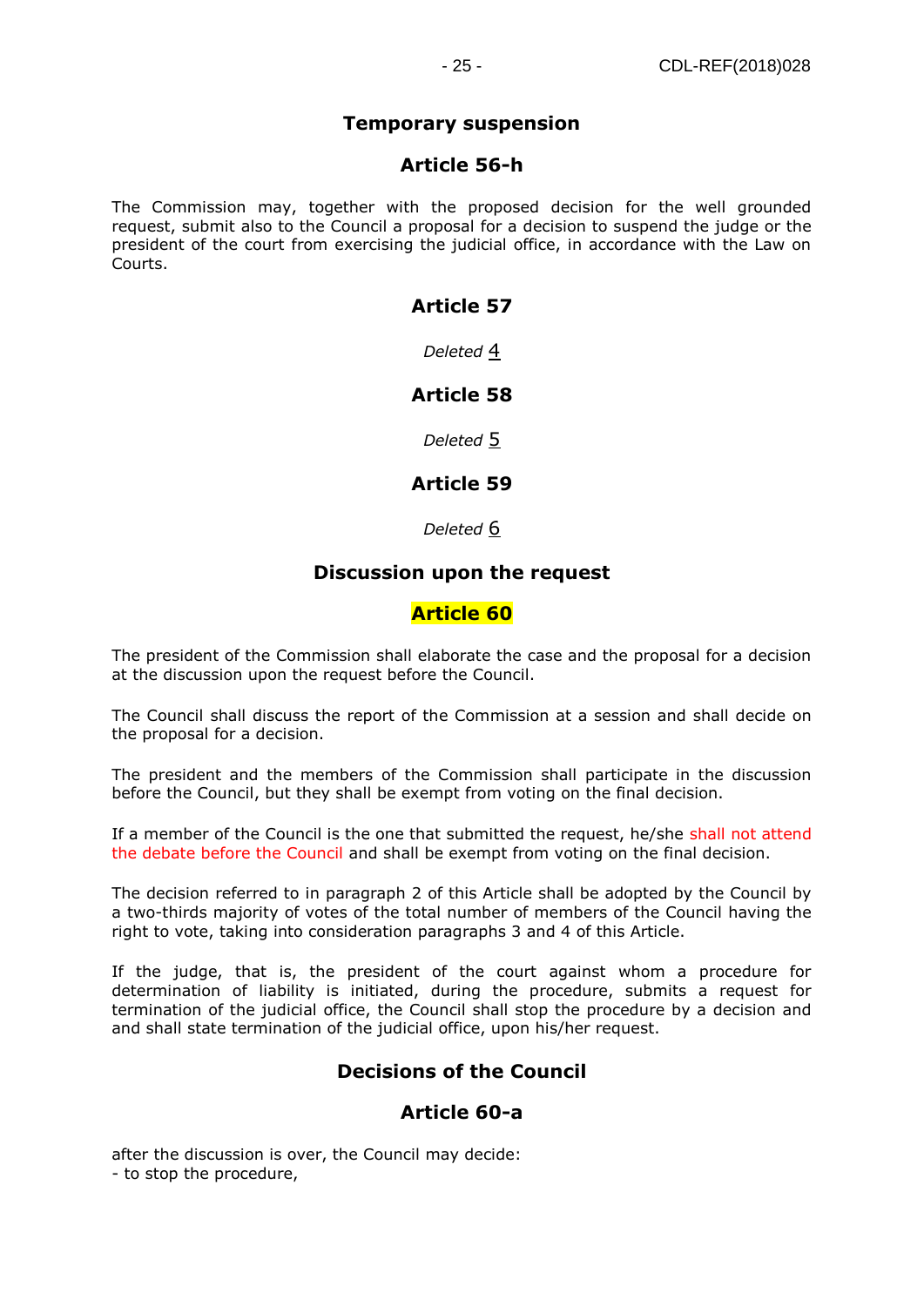## Temporary suspension

### Article 56-h

The Commission may, together with the proposed decision for the well grounded request, submit also to the Council a proposal for a decision to suspend the judge or the president of the court from exercising the judicial office, in accordance with the Law on Courts.

### Article 57

*Deleted* [4]

### Article 58

*Deleted* [5]

### Article 59

*Deleted* [6]

## Discussion upon the request

### Article 60

The president of the Commission shall elaborate the case and the proposal for a decision at the discussion upon the request before the Council.

The Council shall discuss the report of the Commission at a session and shall decide on the proposal for a decision.

The president and the members of the Commission shall participate in the discussion before the Council, but they shall be exempt from voting on the final decision.

If a member of the Council is the one that submitted the request, he/she shall not attend the debate before the Council and shall be exempt from voting on the final decision.

The decision referred to in paragraph 2 of this Article shall be adopted by the Council by a two-thirds majority of votes of the total number of members of the Council having the right to vote, taking into consideration paragraphs 3 and 4 of this Article.

If the judge, that is, the president of the court against whom a procedure for determination of liability is initiated, during the procedure, submits a request for termination of the judicial office, the Council shall stop the procedure by a decision and and shall state termination of the judicial office, upon his/her request.

## Decisions of the Council

### Article 60-a

after the discussion is over, the Council may decide:
- to stop the procedure,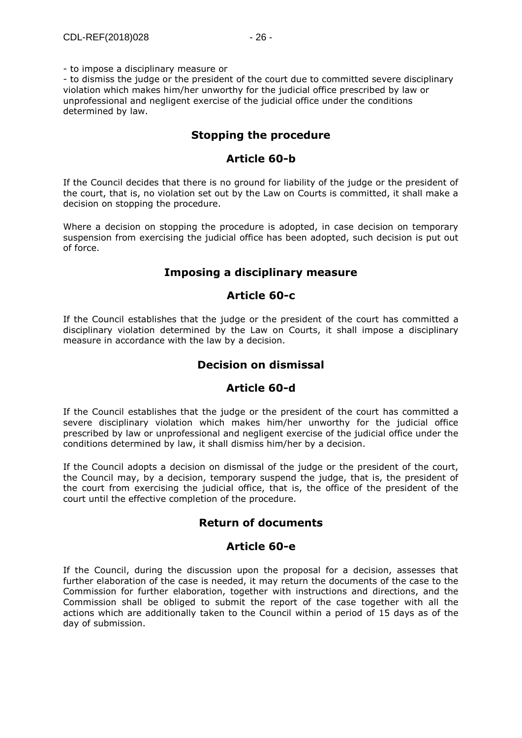- to impose a disciplinary measure or
- to dismiss the judge or the president of the court due to committed severe disciplinary violation which makes him/her unworthy for the judicial office prescribed by law or unprofessional and negligent exercise of the judicial office under the conditions determined by law.

## Stopping the procedure

## Article 60-b

If the Council decides that there is no ground for liability of the judge or the president of the court, that is, no violation set out by the Law on Courts is committed, it shall make a decision on stopping the procedure.

Where a decision on stopping the procedure is adopted, in case decision on temporary suspension from exercising the judicial office has been adopted, such decision is put out of force.

## Imposing a disciplinary measure

## Article 60-c

If the Council establishes that the judge or the president of the court has committed a disciplinary violation determined by the Law on Courts, it shall impose a disciplinary measure in accordance with the law by a decision.

## Decision on dismissal

## Article 60-d

If the Council establishes that the judge or the president of the court has committed a severe disciplinary violation which makes him/her unworthy for the judicial office prescribed by law or unprofessional and negligent exercise of the judicial office under the conditions determined by law, it shall dismiss him/her by a decision.

If the Council adopts a decision on dismissal of the judge or the president of the court, the Council may, by a decision, temporary suspend the judge, that is, the president of the court from exercising the judicial office, that is, the office of the president of the court until the effective completion of the procedure.

## Return of documents

## Article 60-e

If the Council, during the discussion upon the proposal for a decision, assesses that further elaboration of the case is needed, it may return the documents of the case to the Commission for further elaboration, together with instructions and directions, and the Commission shall be obliged to submit the report of the case together with all the actions which are additionally taken to the Council within a period of 15 days as of the day of submission.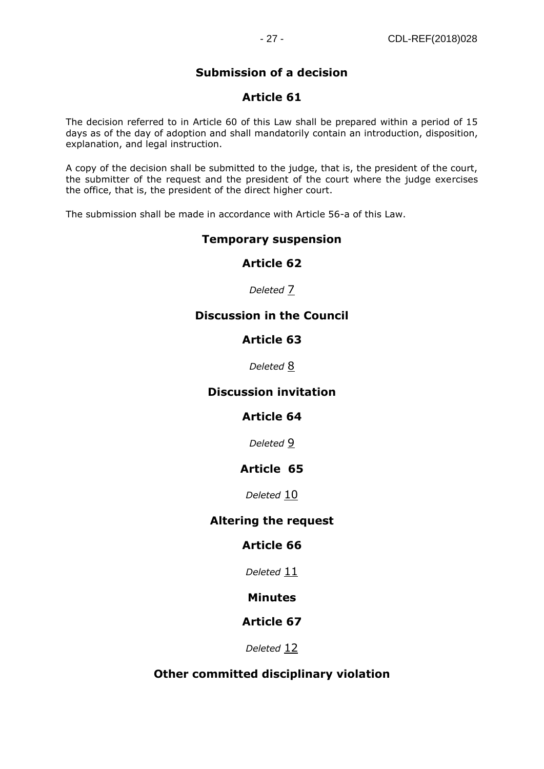## Submission of a decision

## Article 61

The decision referred to in Article 60 of this Law shall be prepared within a period of 15 days as of the day of adoption and shall mandatorily contain an introduction, disposition, explanation, and legal instruction.

A copy of the decision shall be submitted to the judge, that is, the president of the court, the submitter of the request and the president of the court where the judge exercises the office, that is, the president of the direct higher court.

The submission shall be made in accordance with Article 56-a of this Law.

## Temporary suspension

## Article 62

*Deleted* [7]

## Discussion in the Council

## Article 63

*Deleted* [8]

## Discussion invitation

## Article 64

*Deleted* [9]

## Article 65

*Deleted* [10]

## Altering the request

## Article 66

*Deleted* [11]

## Minutes

## Article 67

*Deleted* [12]

## Other committed disciplinary violation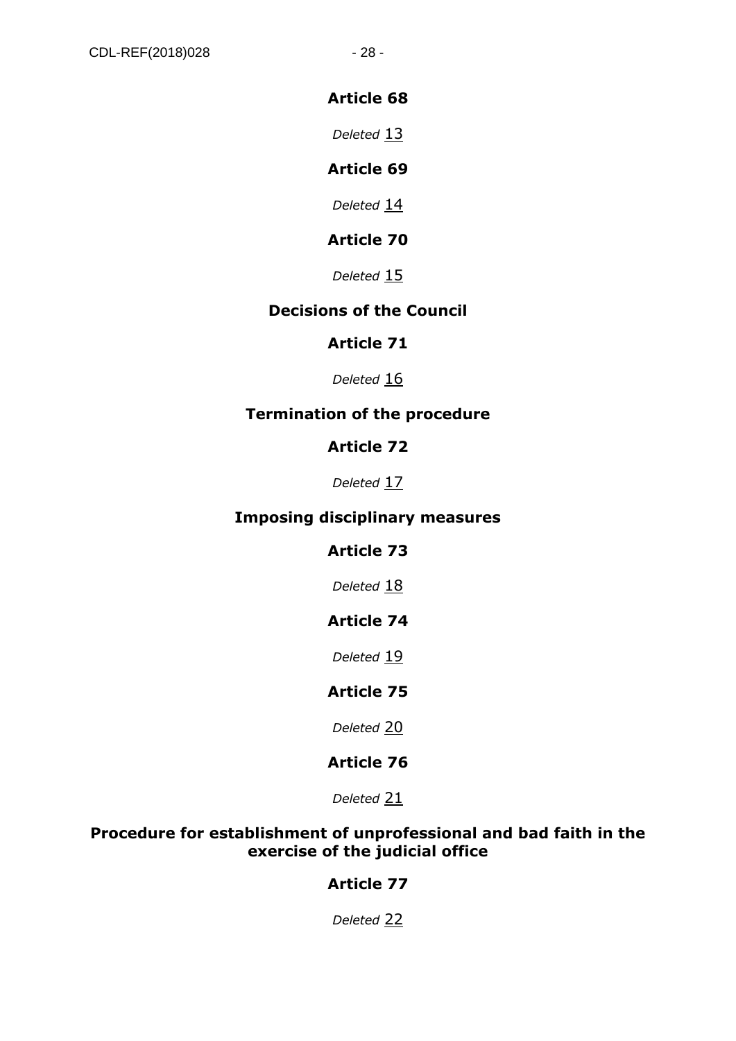**Article 68**

*Deleted* [13]

**Article 69**

*Deleted* [14]

**Article 70**

*Deleted* [15]

**Decisions of the Council**

**Article 71**

*Deleted* [16]

**Termination of the procedure**

**Article 72**

*Deleted* [17]

**Imposing disciplinary measures**

**Article 73**

*Deleted* [18]

**Article 74**

*Deleted* [19]

**Article 75**

*Deleted* [20]

**Article 76**

*Deleted* [21]

**Procedure for establishment of unprofessional and bad faith in the exercise of the judicial office**

**Article 77**

*Deleted* [22]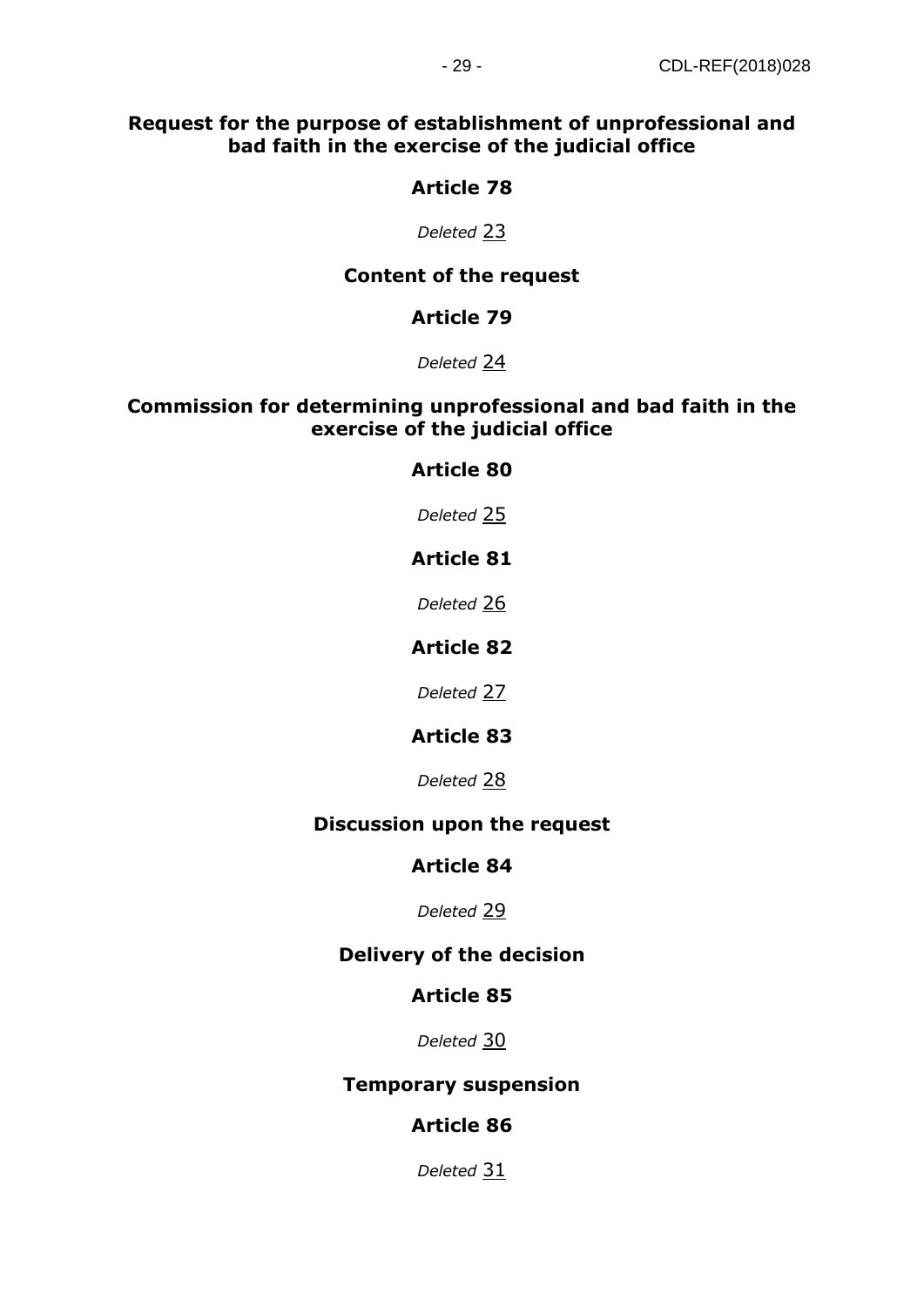**Request for the purpose of establishment of unprofessional and bad faith in the exercise of the judicial office**

**Article 78**

*Deleted* [23]

**Content of the request**

**Article 79**

*Deleted* [24]

**Commission for determining unprofessional and bad faith in the exercise of the judicial office**

**Article 80**

*Deleted* [25]

**Article 81**

*Deleted* [26]

**Article 82**

*Deleted* [27]

**Article 83**

*Deleted* [28]

**Discussion upon the request**

**Article 84**

*Deleted* [29]

**Delivery of the decision**

**Article 85**

*Deleted* [30]

**Temporary suspension**

**Article 86**

*Deleted* [31]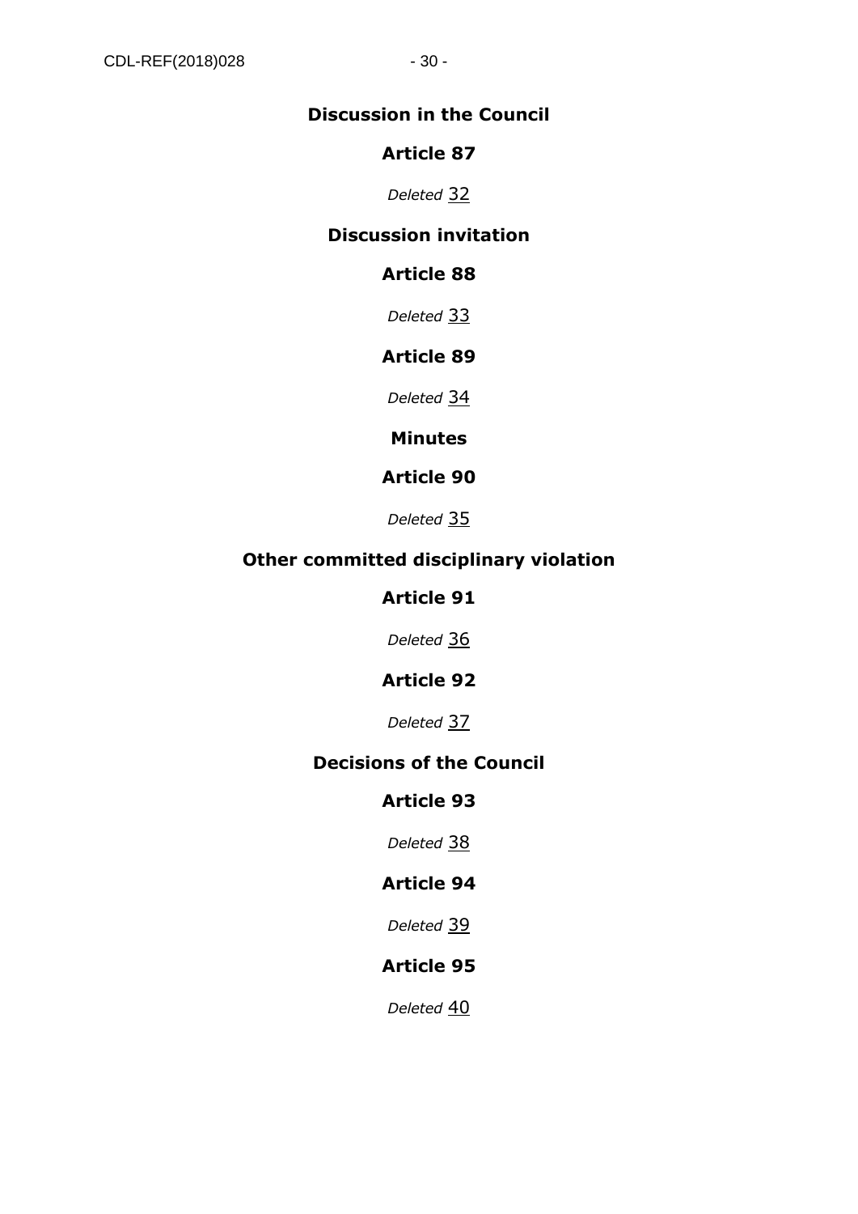**Discussion in the Council**

**Article 87**

*Deleted* [32]

**Discussion invitation**

**Article 88**

*Deleted* [33]

**Article 89**

*Deleted* [34]

**Minutes**

**Article 90**

*Deleted* [35]

**Other committed disciplinary violation**

**Article 91**

*Deleted* [36]

**Article 92**

*Deleted* [37]

**Decisions of the Council**

**Article 93**

*Deleted* [38]

**Article 94**

*Deleted* [39]

**Article 95**

*Deleted* [40]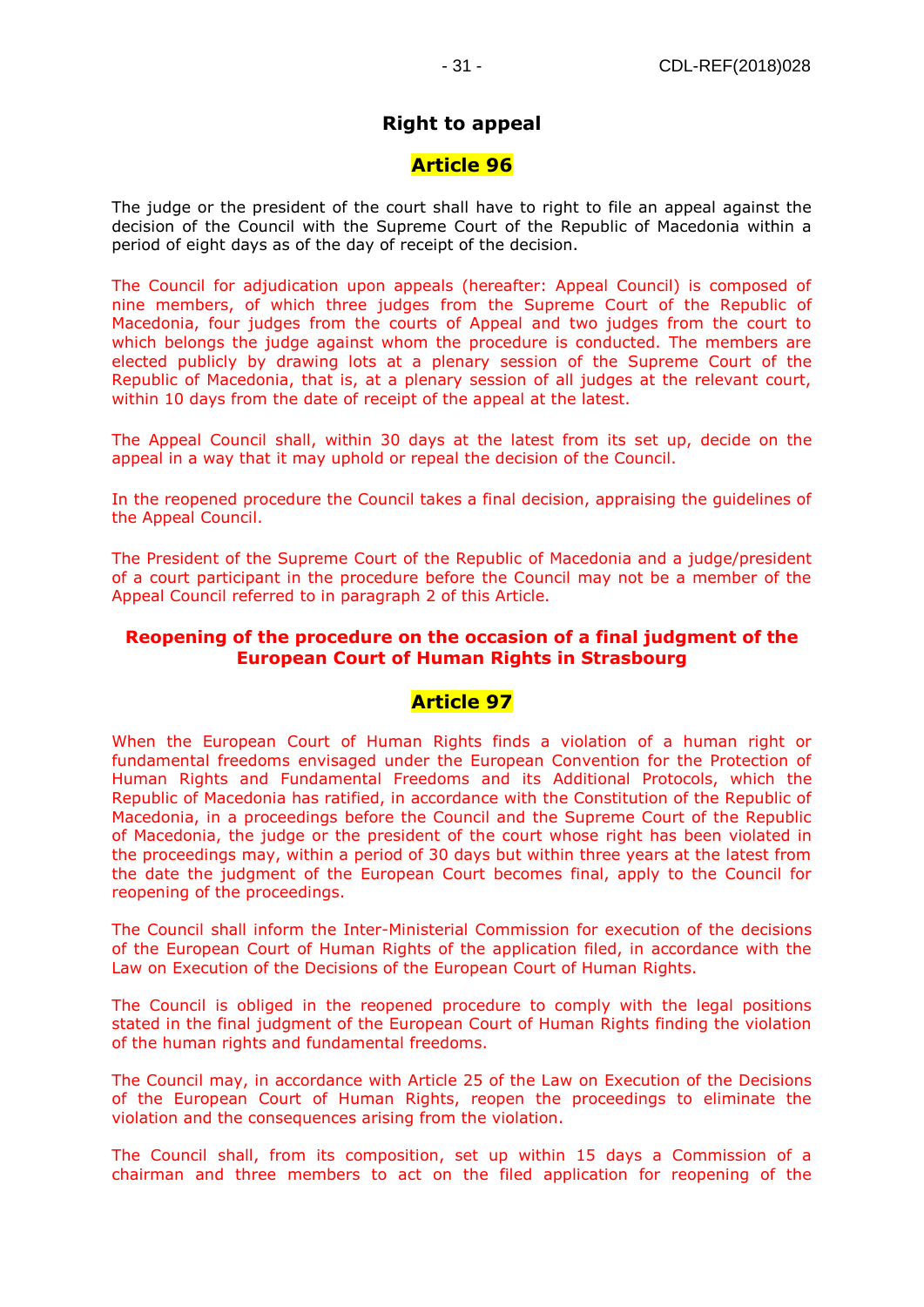## Right to appeal

### Article 96

The judge or the president of the court shall have to right to file an appeal against the decision of the Council with the Supreme Court of the Republic of Macedonia within a period of eight days as of the day of receipt of the decision.

The Council for adjudication upon appeals (hereafter: Appeal Council) is composed of nine members, of which three judges from the Supreme Court of the Republic of Macedonia, four judges from the courts of Appeal and two judges from the court to which belongs the judge against whom the procedure is conducted. The members are elected publicly by drawing lots at a plenary session of the Supreme Court of the Republic of Macedonia, that is, at a plenary session of all judges at the relevant court, within 10 days from the date of receipt of the appeal at the latest.

The Appeal Council shall, within 30 days at the latest from its set up, decide on the appeal in a way that it may uphold or repeal the decision of the Council.

In the reopened procedure the Council takes a final decision, appraising the guidelines of the Appeal Council.

The President of the Supreme Court of the Republic of Macedonia and a judge/president of a court participant in the procedure before the Council may not be a member of the Appeal Council referred to in paragraph 2 of this Article.

## Reopening of the procedure on the occasion of a final judgment of the European Court of Human Rights in Strasbourg

### Article 97

When the European Court of Human Rights finds a violation of a human right or fundamental freedoms envisaged under the European Convention for the Protection of Human Rights and Fundamental Freedoms and its Additional Protocols, which the Republic of Macedonia has ratified, in accordance with the Constitution of the Republic of Macedonia, in a proceedings before the Council and the Supreme Court of the Republic of Macedonia, the judge or the president of the court whose right has been violated in the proceedings may, within a period of 30 days but within three years at the latest from the date the judgment of the European Court becomes final, apply to the Council for reopening of the proceedings.

The Council shall inform the Inter-Ministerial Commission for execution of the decisions of the European Court of Human Rights of the application filed, in accordance with the Law on Execution of the Decisions of the European Court of Human Rights.

The Council is obliged in the reopened procedure to comply with the legal positions stated in the final judgment of the European Court of Human Rights finding the violation of the human rights and fundamental freedoms.

The Council may, in accordance with Article 25 of the Law on Execution of the Decisions of the European Court of Human Rights, reopen the proceedings to eliminate the violation and the consequences arising from the violation.

The Council shall, from its composition, set up within 15 days a Commission of a chairman and three members to act on the filed application for reopening of the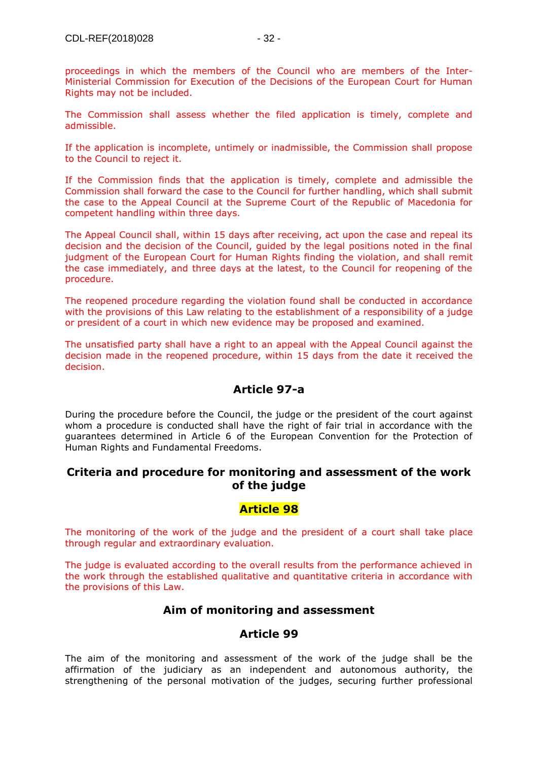proceedings in which the members of the Council who are members of the Inter-Ministerial Commission for Execution of the Decisions of the European Court for Human Rights may not be included.

The Commission shall assess whether the filed application is timely, complete and admissible.

If the application is incomplete, untimely or inadmissible, the Commission shall propose to the Council to reject it.

If the Commission finds that the application is timely, complete and admissible the Commission shall forward the case to the Council for further handling, which shall submit the case to the Appeal Council at the Supreme Court of the Republic of Macedonia for competent handling within three days.

The Appeal Council shall, within 15 days after receiving, act upon the case and repeal its decision and the decision of the Council, guided by the legal positions noted in the final judgment of the European Court for Human Rights finding the violation, and shall remit the case immediately, and three days at the latest, to the Council for reopening of the procedure.

The reopened procedure regarding the violation found shall be conducted in accordance with the provisions of this Law relating to the establishment of a responsibility of a judge or president of a court in which new evidence may be proposed and examined.

The unsatisfied party shall have a right to an appeal with the Appeal Council against the decision made in the reopened procedure, within 15 days from the date it received the decision.

### Article 97-a

During the procedure before the Council, the judge or the president of the court against whom a procedure is conducted shall have the right of fair trial in accordance with the guarantees determined in Article 6 of the European Convention for the Protection of Human Rights and Fundamental Freedoms.

## Criteria and procedure for monitoring and assessment of the work of the judge

### Article 98

The monitoring of the work of the judge and the president of a court shall take place through regular and extraordinary evaluation.

The judge is evaluated according to the overall results from the performance achieved in the work through the established qualitative and quantitative criteria in accordance with the provisions of this Law.

## Aim of monitoring and assessment

### Article 99

The aim of the monitoring and assessment of the work of the judge shall be the affirmation of the judiciary as an independent and autonomous authority, the strengthening of the personal motivation of the judges, securing further professional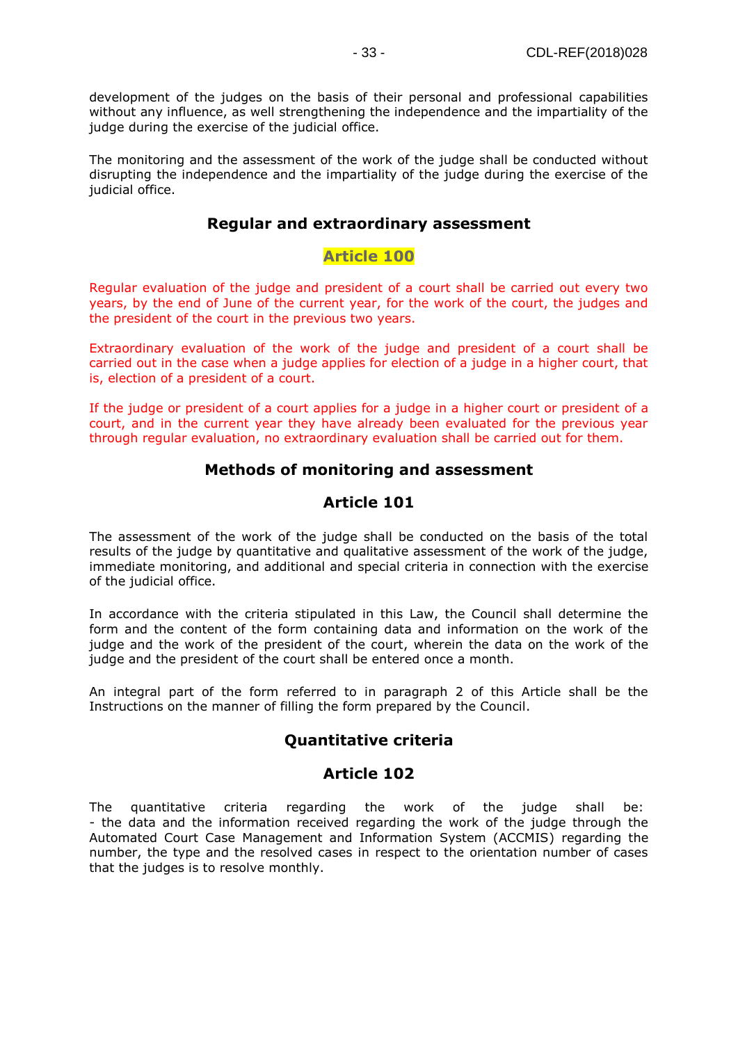development of the judges on the basis of their personal and professional capabilities without any influence, as well strengthening the independence and the impartiality of the judge during the exercise of the judicial office.

The monitoring and the assessment of the work of the judge shall be conducted without disrupting the independence and the impartiality of the judge during the exercise of the judicial office.

### Regular and extraordinary assessment

### Article 100

Regular evaluation of the judge and president of a court shall be carried out every two years, by the end of June of the current year, for the work of the court, the judges and the president of the court in the previous two years.

Extraordinary evaluation of the work of the judge and president of a court shall be carried out in the case when a judge applies for election of a judge in a higher court, that is, election of a president of a court.

If the judge or president of a court applies for a judge in a higher court or president of a court, and in the current year they have already been evaluated for the previous year through regular evaluation, no extraordinary evaluation shall be carried out for them.

### Methods of monitoring and assessment

### Article 101

The assessment of the work of the judge shall be conducted on the basis of the total results of the judge by quantitative and qualitative assessment of the work of the judge, immediate monitoring, and additional and special criteria in connection with the exercise of the judicial office.

In accordance with the criteria stipulated in this Law, the Council shall determine the form and the content of the form containing data and information on the work of the judge and the work of the president of the court, wherein the data on the work of the judge and the president of the court shall be entered once a month.

An integral part of the form referred to in paragraph 2 of this Article shall be the Instructions on the manner of filling the form prepared by the Council.

### Quantitative criteria

### Article 102

The quantitative criteria regarding the work of the judge shall be:
- the data and the information received regarding the work of the judge through the Automated Court Case Management and Information System (ACCMIS) regarding the number, the type and the resolved cases in respect to the orientation number of cases that the judges is to resolve monthly.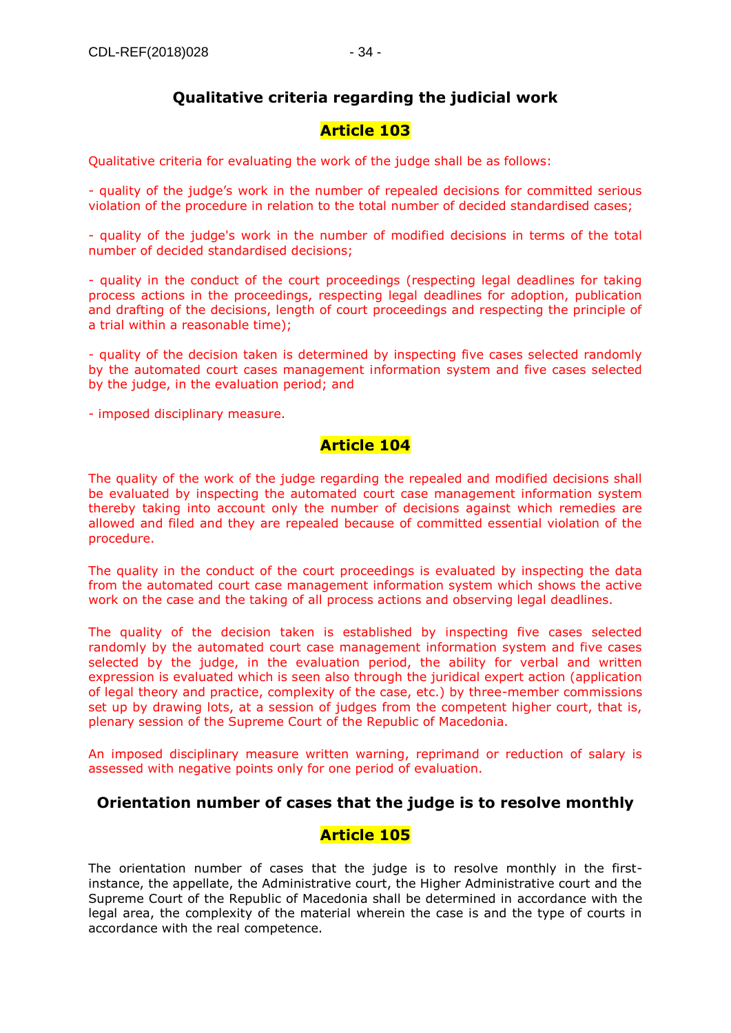### Qualitative criteria regarding the judicial work

### Article 103

Qualitative criteria for evaluating the work of the judge shall be as follows:

- quality of the judge's work in the number of repealed decisions for committed serious violation of the procedure in relation to the total number of decided standardised cases;

- quality of the judge's work in the number of modified decisions in terms of the total number of decided standardised decisions;

- quality in the conduct of the court proceedings (respecting legal deadlines for taking process actions in the proceedings, respecting legal deadlines for adoption, publication and drafting of the decisions, length of court proceedings and respecting the principle of a trial within a reasonable time);

- quality of the decision taken is determined by inspecting five cases selected randomly by the automated court cases management information system and five cases selected by the judge, in the evaluation period; and

- imposed disciplinary measure.

### Article 104

The quality of the work of the judge regarding the repealed and modified decisions shall be evaluated by inspecting the automated court case management information system thereby taking into account only the number of decisions against which remedies are allowed and filed and they are repealed because of committed essential violation of the procedure.

The quality in the conduct of the court proceedings is evaluated by inspecting the data from the automated court case management information system which shows the active work on the case and the taking of all process actions and observing legal deadlines.

The quality of the decision taken is established by inspecting five cases selected randomly by the automated court case management information system and five cases selected by the judge, in the evaluation period, the ability for verbal and written expression is evaluated which is seen also through the juridical expert action (application of legal theory and practice, complexity of the case, etc.) by three-member commissions set up by drawing lots, at a session of judges from the competent higher court, that is, plenary session of the Supreme Court of the Republic of Macedonia.

An imposed disciplinary measure written warning, reprimand or reduction of salary is assessed with negative points only for one period of evaluation.

### Orientation number of cases that the judge is to resolve monthly

### Article 105

The orientation number of cases that the judge is to resolve monthly in the first-instance, the appellate, the Administrative court, the Higher Administrative court and the Supreme Court of the Republic of Macedonia shall be determined in accordance with the legal area, the complexity of the material wherein the case is and the type of courts in accordance with the real competence.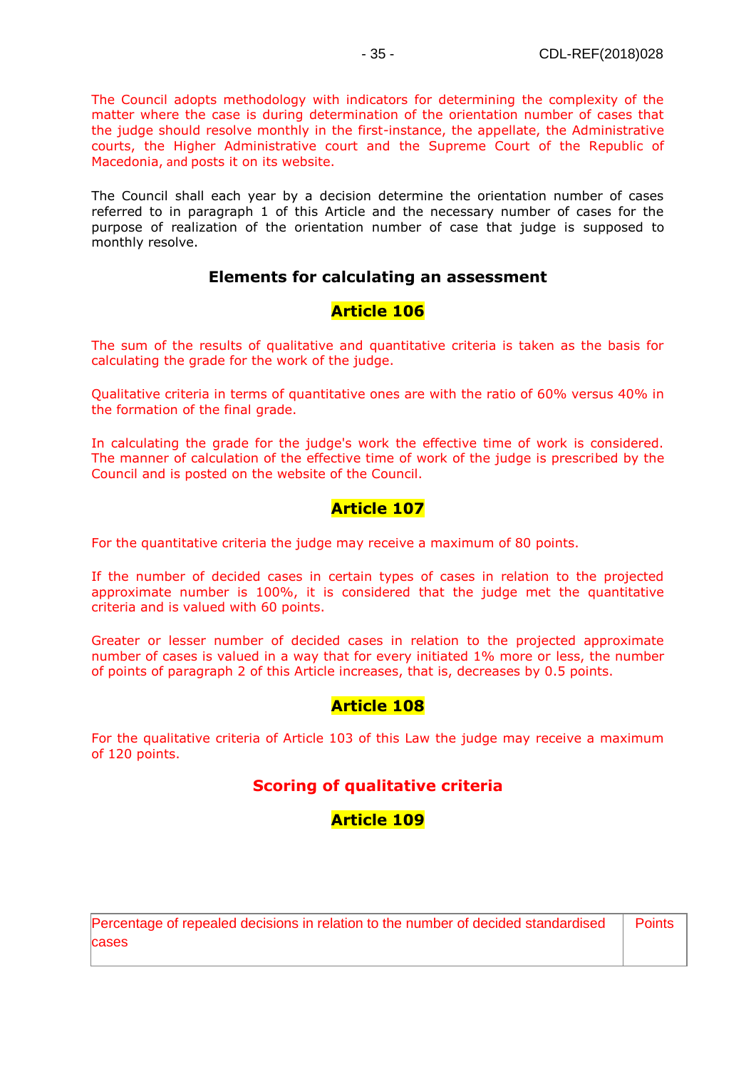The Council adopts methodology with indicators for determining the complexity of the matter where the case is during determination of the orientation number of cases that the judge should resolve monthly in the first-instance, the appellate, the Administrative courts, the Higher Administrative court and the Supreme Court of the Republic of Macedonia, and posts it on its website.

The Council shall each year by a decision determine the orientation number of cases referred to in paragraph 1 of this Article and the necessary number of cases for the purpose of realization of the orientation number of case that judge is supposed to monthly resolve.

### Elements for calculating an assessment

### Article 106

The sum of the results of qualitative and quantitative criteria is taken as the basis for calculating the grade for the work of the judge.

Qualitative criteria in terms of quantitative ones are with the ratio of 60% versus 40% in the formation of the final grade.

In calculating the grade for the judge's work the effective time of work is considered. The manner of calculation of the effective time of work of the judge is prescribed by the Council and is posted on the website of the Council.

### Article 107

For the quantitative criteria the judge may receive a maximum of 80 points.

If the number of decided cases in certain types of cases in relation to the projected approximate number is 100%, it is considered that the judge met the quantitative criteria and is valued with 60 points.

Greater or lesser number of decided cases in relation to the projected approximate number of cases is valued in a way that for every initiated 1% more or less, the number of points of paragraph 2 of this Article increases, that is, decreases by 0.5 points.

### Article 108

For the qualitative criteria of Article 103 of this Law the judge may receive a maximum of 120 points.

### Scoring of qualitative criteria

### Article 109

| Percentage of repealed decisions in relation to the number of decided standardised cases | Points |
|---|---|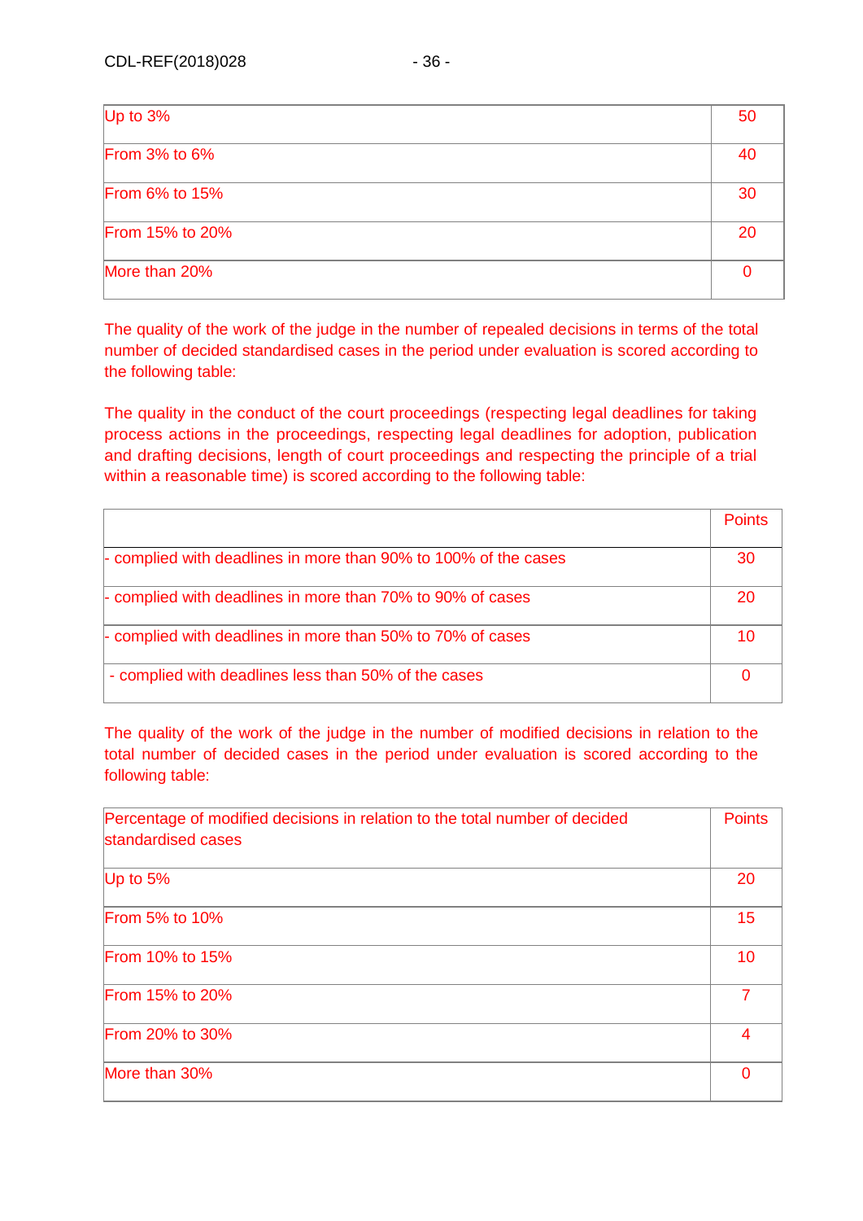| | |
|---|---|
| Up to 3% | 50 |
| From 3% to 6% | 40 |
| From 6% to 15% | 30 |
| From 15% to 20% | 20 |
| More than 20% | 0 |

The quality of the work of the judge in the number of repealed decisions in terms of the total number of decided standardised cases in the period under evaluation is scored according to the following table:

The quality in the conduct of the court proceedings (respecting legal deadlines for taking process actions in the proceedings, respecting legal deadlines for adoption, publication and drafting decisions, length of court proceedings and respecting the principle of a trial within a reasonable time) is scored according to the following table:

| | Points |
|---|---|
| - complied with deadlines in more than 90% to 100% of the cases | 30 |
| - complied with deadlines in more than 70% to 90% of cases | 20 |
| - complied with deadlines in more than 50% to 70% of cases | 10 |
| - complied with deadlines less than 50% of the cases | 0 |

The quality of the work of the judge in the number of modified decisions in relation to the total number of decided cases in the period under evaluation is scored according to the following table:

| Percentage of modified decisions in relation to the total number of decided standardised cases | Points |
|---|---|
| Up to 5% | 20 |
| From 5% to 10% | 15 |
| From 10% to 15% | 10 |
| From 15% to 20% | 7 |
| From 20% to 30% | 4 |
| More than 30% | 0 |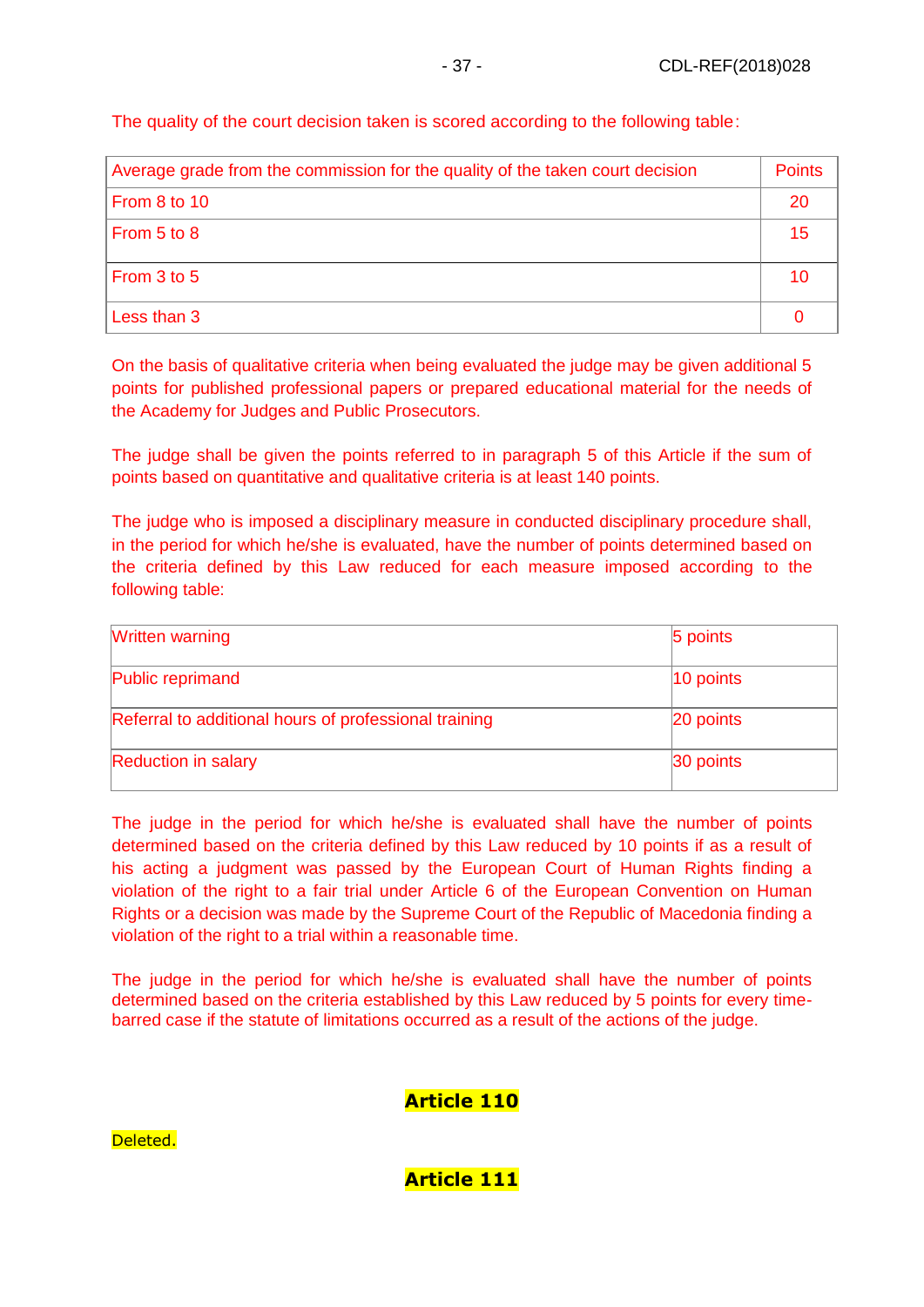The quality of the court decision taken is scored according to the following table:

| Average grade from the commission for the quality of the taken court decision | Points |
|---|---|
| From 8 to 10 | 20 |
| From 5 to 8 | 15 |
| From 3 to 5 | 10 |
| Less than 3 | 0 |

On the basis of qualitative criteria when being evaluated the judge may be given additional 5 points for published professional papers or prepared educational material for the needs of the Academy for Judges and Public Prosecutors.

The judge shall be given the points referred to in paragraph 5 of this Article if the sum of points based on quantitative and qualitative criteria is at least 140 points.

The judge who is imposed a disciplinary measure in conducted disciplinary procedure shall, in the period for which he/she is evaluated, have the number of points determined based on the criteria defined by this Law reduced for each measure imposed according to the following table:

| Written warning | 5 points |
|---|---|
| Public reprimand | 10 points |
| Referral to additional hours of professional training | 20 points |
| Reduction in salary | 30 points |

The judge in the period for which he/she is evaluated shall have the number of points determined based on the criteria defined by this Law reduced by 10 points if as a result of his acting a judgment was passed by the European Court of Human Rights finding a violation of the right to a fair trial under Article 6 of the European Convention on Human Rights or a decision was made by the Supreme Court of the Republic of Macedonia finding a violation of the right to a trial within a reasonable time.

The judge in the period for which he/she is evaluated shall have the number of points determined based on the criteria established by this Law reduced by 5 points for every time-barred case if the statute of limitations occurred as a result of the actions of the judge.

## Article 110

Deleted.

## Article 111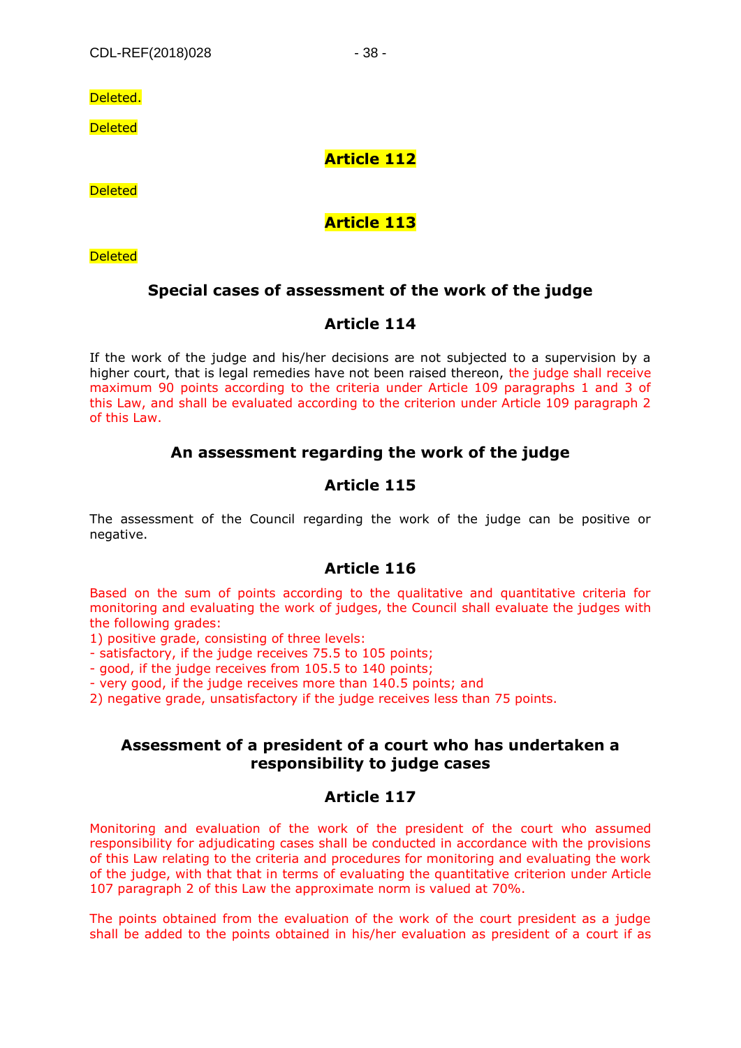Deleted.

Deleted

## Article 112

Deleted

## Article 113

Deleted

## Special cases of assessment of the work of the judge

## Article 114

If the work of the judge and his/her decisions are not subjected to a supervision by a higher court, that is legal remedies have not been raised thereon, the judge shall receive maximum 90 points according to the criteria under Article 109 paragraphs 1 and 3 of this Law, and shall be evaluated according to the criterion under Article 109 paragraph 2 of this Law.

## An assessment regarding the work of the judge

## Article 115

The assessment of the Council regarding the work of the judge can be positive or negative.

## Article 116

Based on the sum of points according to the qualitative and quantitative criteria for monitoring and evaluating the work of judges, the Council shall evaluate the judges with the following grades:
1) positive grade, consisting of three levels:
- satisfactory, if the judge receives 75.5 to 105 points;
- good, if the judge receives from 105.5 to 140 points;
- very good, if the judge receives more than 140.5 points; and
2) negative grade, unsatisfactory if the judge receives less than 75 points.

## Assessment of a president of a court who has undertaken a responsibility to judge cases

## Article 117

Monitoring and evaluation of the work of the president of the court who assumed responsibility for adjudicating cases shall be conducted in accordance with the provisions of this Law relating to the criteria and procedures for monitoring and evaluating the work of the judge, with that that in terms of evaluating the quantitative criterion under Article 107 paragraph 2 of this Law the approximate norm is valued at 70%.

The points obtained from the evaluation of the work of the court president as a judge shall be added to the points obtained in his/her evaluation as president of a court if as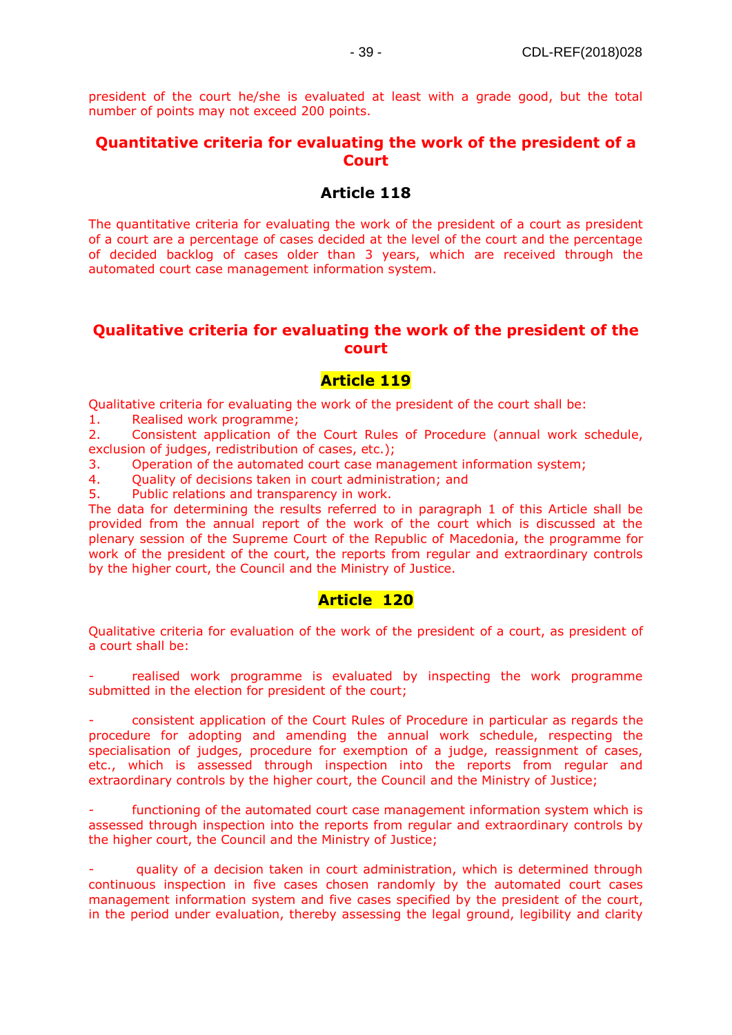president of the court he/she is evaluated at least with a grade good, but the total number of points may not exceed 200 points.

## Quantitative criteria for evaluating the work of the president of a Court

### Article 118

The quantitative criteria for evaluating the work of the president of a court as president of a court are a percentage of cases decided at the level of the court and the percentage of decided backlog of cases older than 3 years, which are received through the automated court case management information system.

## Qualitative criteria for evaluating the work of the president of the court

### Article 119

Qualitative criteria for evaluating the work of the president of the court shall be:

1. Realised work programme;
2. Consistent application of the Court Rules of Procedure (annual work schedule, exclusion of judges, redistribution of cases, etc.);
3. Operation of the automated court case management information system;
4. Quality of decisions taken in court administration; and
5. Public relations and transparency in work.

The data for determining the results referred to in paragraph 1 of this Article shall be provided from the annual report of the work of the court which is discussed at the plenary session of the Supreme Court of the Republic of Macedonia, the programme for work of the president of the court, the reports from regular and extraordinary controls by the higher court, the Council and the Ministry of Justice.

### Article 120

Qualitative criteria for evaluation of the work of the president of a court, as president of a court shall be:

- realised work programme is evaluated by inspecting the work programme submitted in the election for president of the court;

- consistent application of the Court Rules of Procedure in particular as regards the procedure for adopting and amending the annual work schedule, respecting the specialisation of judges, procedure for exemption of a judge, reassignment of cases, etc., which is assessed through inspection into the reports from regular and extraordinary controls by the higher court, the Council and the Ministry of Justice;

- functioning of the automated court case management information system which is assessed through inspection into the reports from regular and extraordinary controls by the higher court, the Council and the Ministry of Justice;

- quality of a decision taken in court administration, which is determined through continuous inspection in five cases chosen randomly by the automated court cases management information system and five cases specified by the president of the court, in the period under evaluation, thereby assessing the legal ground, legibility and clarity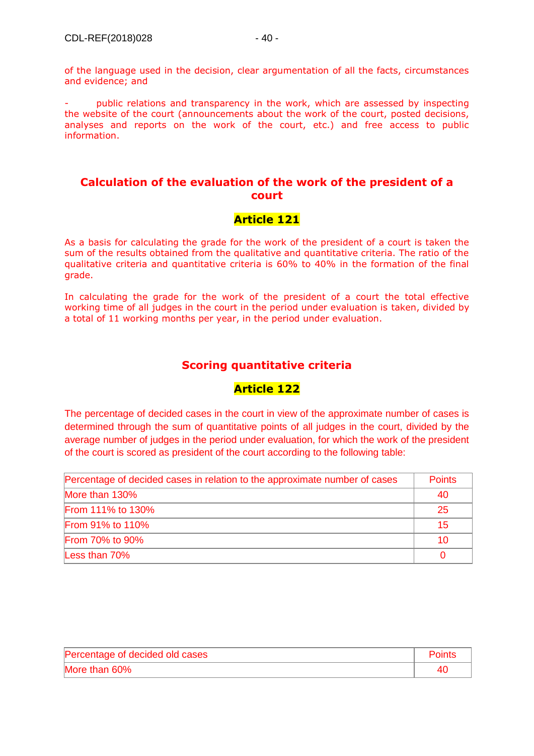of the language used in the decision, clear argumentation of all the facts, circumstances and evidence; and

- public relations and transparency in the work, which are assessed by inspecting the website of the court (announcements about the work of the court, posted decisions, analyses and reports on the work of the court, etc.) and free access to public information.

## Calculation of the evaluation of the work of the president of a court

### Article 121

As a basis for calculating the grade for the work of the president of a court is taken the sum of the results obtained from the qualitative and quantitative criteria. The ratio of the qualitative criteria and quantitative criteria is 60% to 40% in the formation of the final grade.

In calculating the grade for the work of the president of a court the total effective working time of all judges in the court in the period under evaluation is taken, divided by a total of 11 working months per year, in the period under evaluation.

## Scoring quantitative criteria

### Article 122

The percentage of decided cases in the court in view of the approximate number of cases is determined through the sum of quantitative points of all judges in the court, divided by the average number of judges in the period under evaluation, for which the work of the president of the court is scored as president of the court according to the following table:

| Percentage of decided cases in relation to the approximate number of cases | Points |
|---|---|
| More than 130% | 40 |
| From 111% to 130% | 25 |
| From 91% to 110% | 15 |
| From 70% to 90% | 10 |
| Less than 70% | 0 |

| Percentage of decided old cases | Points |
|---|---|
| More than 60% | 40 |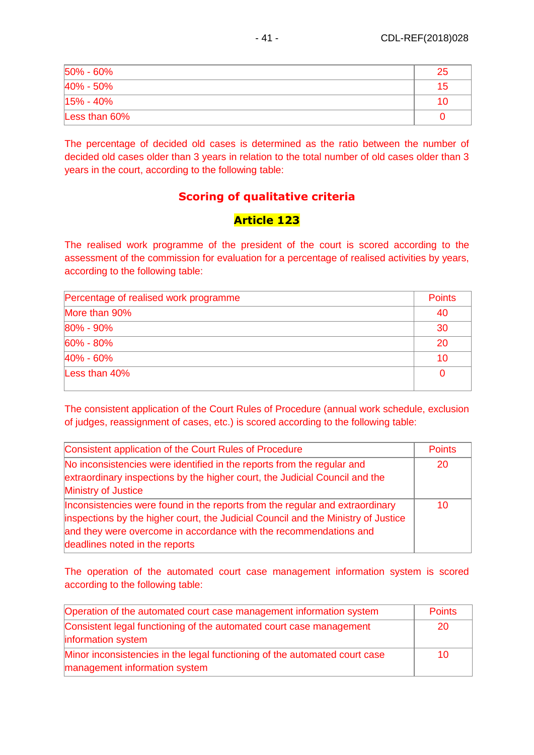| | |
|---|---|
| 50% - 60% | 25 |
| 40% - 50% | 15 |
| 15% - 40% | 10 |
| Less than 60% | 0 |

The percentage of decided old cases is determined as the ratio between the number of decided old cases older than 3 years in relation to the total number of old cases older than 3 years in the court, according to the following table:

### Scoring of qualitative criteria

### Article 123

The realised work programme of the president of the court is scored according to the assessment of the commission for evaluation for a percentage of realised activities by years, according to the following table:

| Percentage of realised work programme | Points |
|---|---|
| More than 90% | 40 |
| 80% - 90% | 30 |
| 60% - 80% | 20 |
| 40% - 60% | 10 |
| Less than 40% | 0 |

The consistent application of the Court Rules of Procedure (annual work schedule, exclusion of judges, reassignment of cases, etc.) is scored according to the following table:

| Consistent application of the Court Rules of Procedure | Points |
|---|---|
| No inconsistencies were identified in the reports from the regular and extraordinary inspections by the higher court, the Judicial Council and the Ministry of Justice | 20 |
| Inconsistencies were found in the reports from the regular and extraordinary inspections by the higher court, the Judicial Council and the Ministry of Justice and they were overcome in accordance with the recommendations and deadlines noted in the reports | 10 |

The operation of the automated court case management information system is scored according to the following table:

| Operation of the automated court case management information system | Points |
|---|---|
| Consistent legal functioning of the automated court case management information system | 20 |
| Minor inconsistencies in the legal functioning of the automated court case management information system | 10 |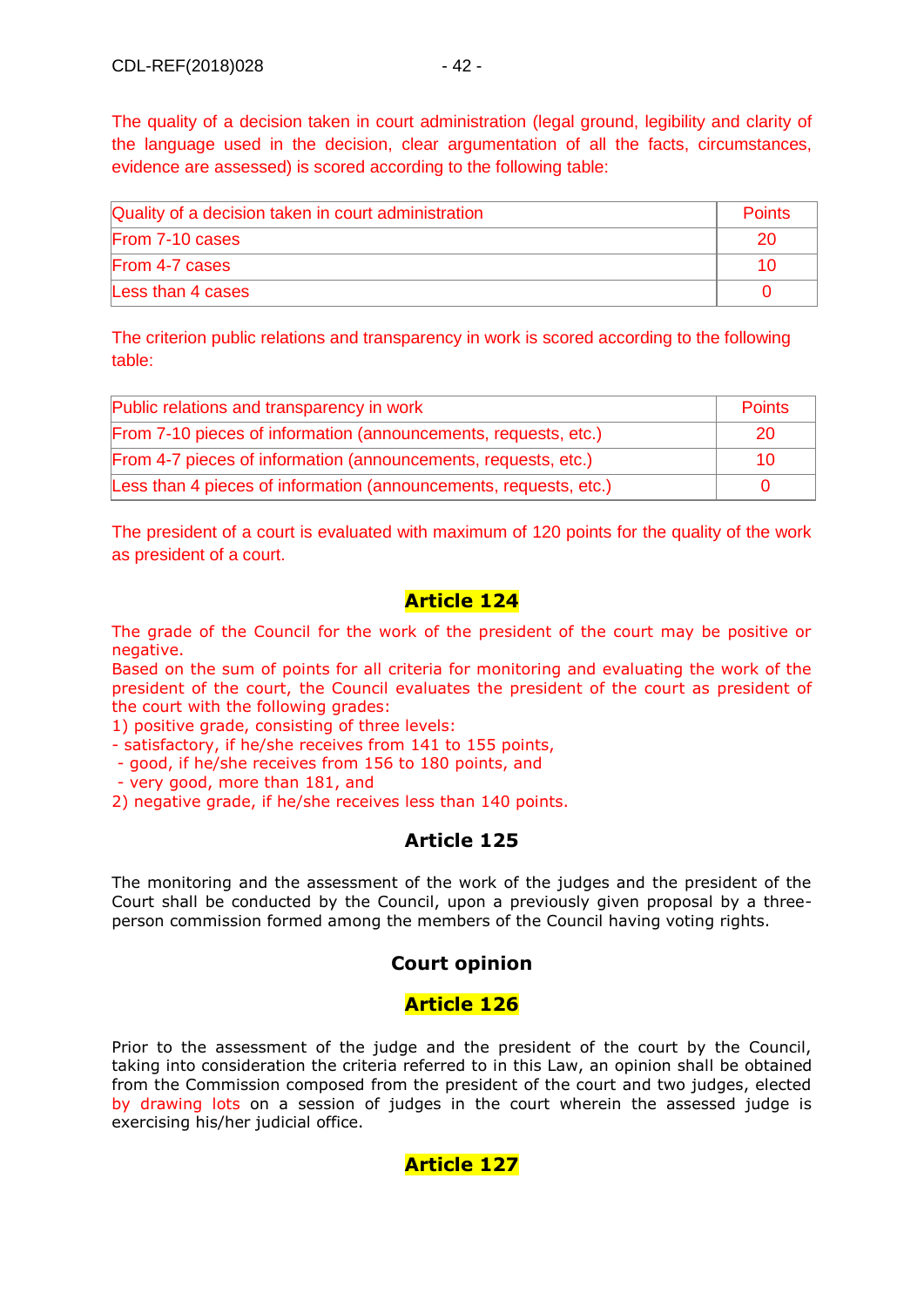The quality of a decision taken in court administration (legal ground, legibility and clarity of the language used in the decision, clear argumentation of all the facts, circumstances, evidence are assessed) is scored according to the following table:

| Quality of a decision taken in court administration | Points |
| --- | --- |
| From 7-10 cases | 20 |
| From 4-7 cases | 10 |
| Less than 4 cases | 0 |

The criterion public relations and transparency in work is scored according to the following table:

| Public relations and transparency in work | Points |
| --- | --- |
| From 7-10 pieces of information (announcements, requests, etc.) | 20 |
| From 4-7 pieces of information (announcements, requests, etc.) | 10 |
| Less than 4 pieces of information (announcements, requests, etc.) | 0 |

The president of a court is evaluated with maximum of 120 points for the quality of the work as president of a court.

### Article 124

The grade of the Council for the work of the president of the court may be positive or negative.
Based on the sum of points for all criteria for monitoring and evaluating the work of the president of the court, the Council evaluates the president of the court as president of the court with the following grades:
1) positive grade, consisting of three levels:
- satisfactory, if he/she receives from 141 to 155 points,
- good, if he/she receives from 156 to 180 points, and
- very good, more than 181, and

2) negative grade, if he/she receives less than 140 points.

### Article 125

The monitoring and the assessment of the work of the judges and the president of the Court shall be conducted by the Council, upon a previously given proposal by a three-person commission formed among the members of the Council having voting rights.

## Court opinion

### Article 126

Prior to the assessment of the judge and the president of the court by the Council, taking into consideration the criteria referred to in this Law, an opinion shall be obtained from the Commission composed from the president of the court and two judges, elected by drawing lots on a session of judges in the court wherein the assessed judge is exercising his/her judicial office.

### Article 127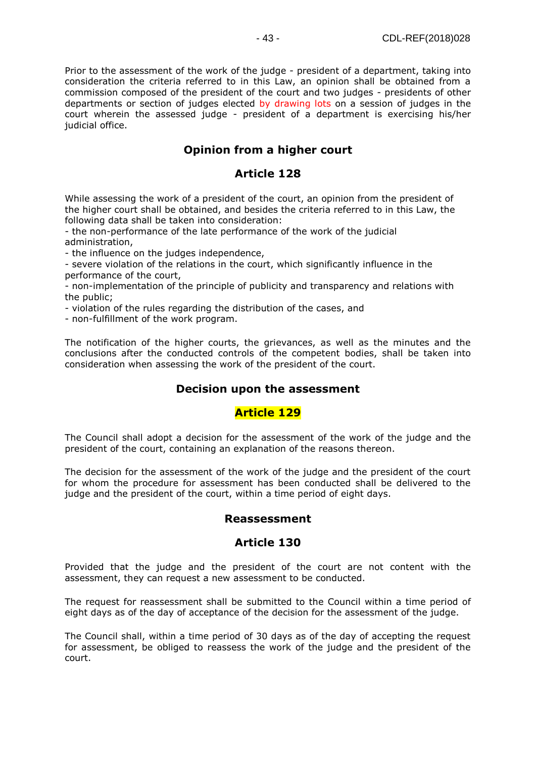Prior to the assessment of the work of the judge - president of a department, taking into consideration the criteria referred to in this Law, an opinion shall be obtained from a commission composed of the president of the court and two judges - presidents of other departments or section of judges elected by drawing lots on a session of judges in the court wherein the assessed judge - president of a department is exercising his/her judicial office.

## Opinion from a higher court

## Article 128

While assessing the work of a president of the court, an opinion from the president of the higher court shall be obtained, and besides the criteria referred to in this Law, the following data shall be taken into consideration:
- the non-performance of the late performance of the work of the judicial administration,
- the influence on the judges independence,
- severe violation of the relations in the court, which significantly influence in the performance of the court,
- non-implementation of the principle of publicity and transparency and relations with the public;
- violation of the rules regarding the distribution of the cases, and
- non-fulfillment of the work program.

The notification of the higher courts, the grievances, as well as the minutes and the conclusions after the conducted controls of the competent bodies, shall be taken into consideration when assessing the work of the president of the court.

## Decision upon the assessment

## Article 129

The Council shall adopt a decision for the assessment of the work of the judge and the president of the court, containing an explanation of the reasons thereon.

The decision for the assessment of the work of the judge and the president of the court for whom the procedure for assessment has been conducted shall be delivered to the judge and the president of the court, within a time period of eight days.

## Reassessment

## Article 130

Provided that the judge and the president of the court are not content with the assessment, they can request a new assessment to be conducted.

The request for reassessment shall be submitted to the Council within a time period of eight days as of the day of acceptance of the decision for the assessment of the judge.

The Council shall, within a time period of 30 days as of the day of accepting the request for assessment, be obliged to reassess the work of the judge and the president of the court.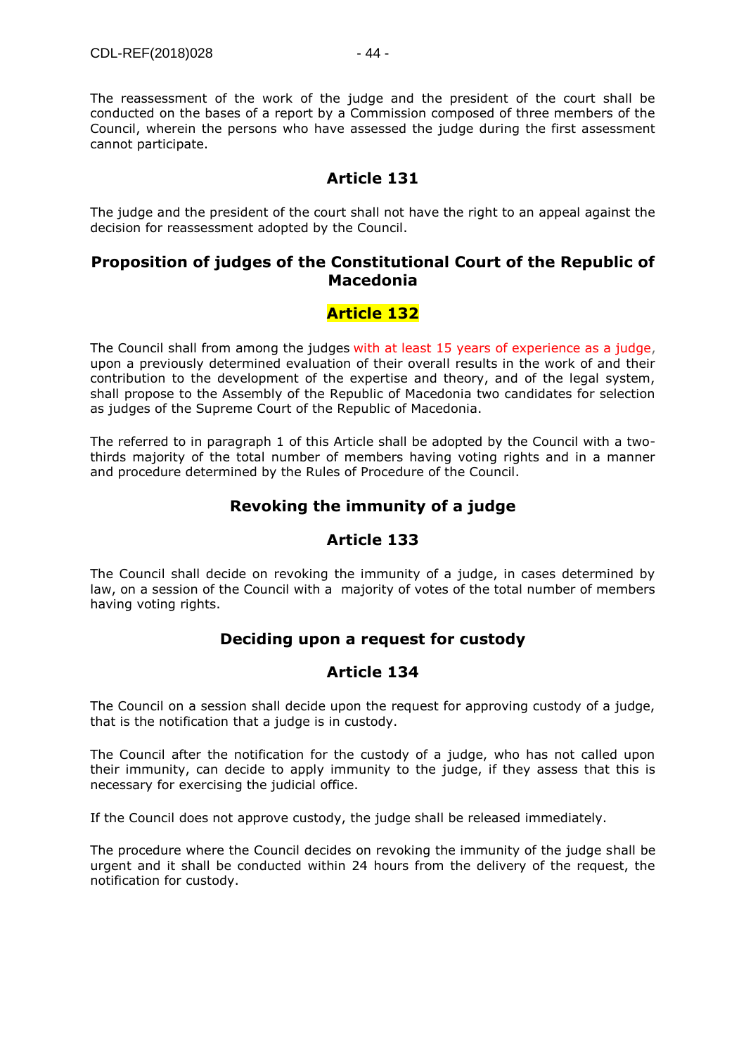The reassessment of the work of the judge and the president of the court shall be conducted on the bases of a report by a Commission composed of three members of the Council, wherein the persons who have assessed the judge during the first assessment cannot participate.

## Article 131

The judge and the president of the court shall not have the right to an appeal against the decision for reassessment adopted by the Council.

## Proposition of judges of the Constitutional Court of the Republic of Macedonia

## Article 132

The Council shall from among the judges with at least 15 years of experience as a judge, upon a previously determined evaluation of their overall results in the work of and their contribution to the development of the expertise and theory, and of the legal system, shall propose to the Assembly of the Republic of Macedonia two candidates for selection as judges of the Supreme Court of the Republic of Macedonia.

The referred to in paragraph 1 of this Article shall be adopted by the Council with a two-thirds majority of the total number of members having voting rights and in a manner and procedure determined by the Rules of Procedure of the Council.

## Revoking the immunity of a judge

## Article 133

The Council shall decide on revoking the immunity of a judge, in cases determined by law, on a session of the Council with a majority of votes of the total number of members having voting rights.

## Deciding upon a request for custody

## Article 134

The Council on a session shall decide upon the request for approving custody of a judge, that is the notification that a judge is in custody.

The Council after the notification for the custody of a judge, who has not called upon their immunity, can decide to apply immunity to the judge, if they assess that this is necessary for exercising the judicial office.

If the Council does not approve custody, the judge shall be released immediately.

The procedure where the Council decides on revoking the immunity of the judge shall be urgent and it shall be conducted within 24 hours from the delivery of the request, the notification for custody.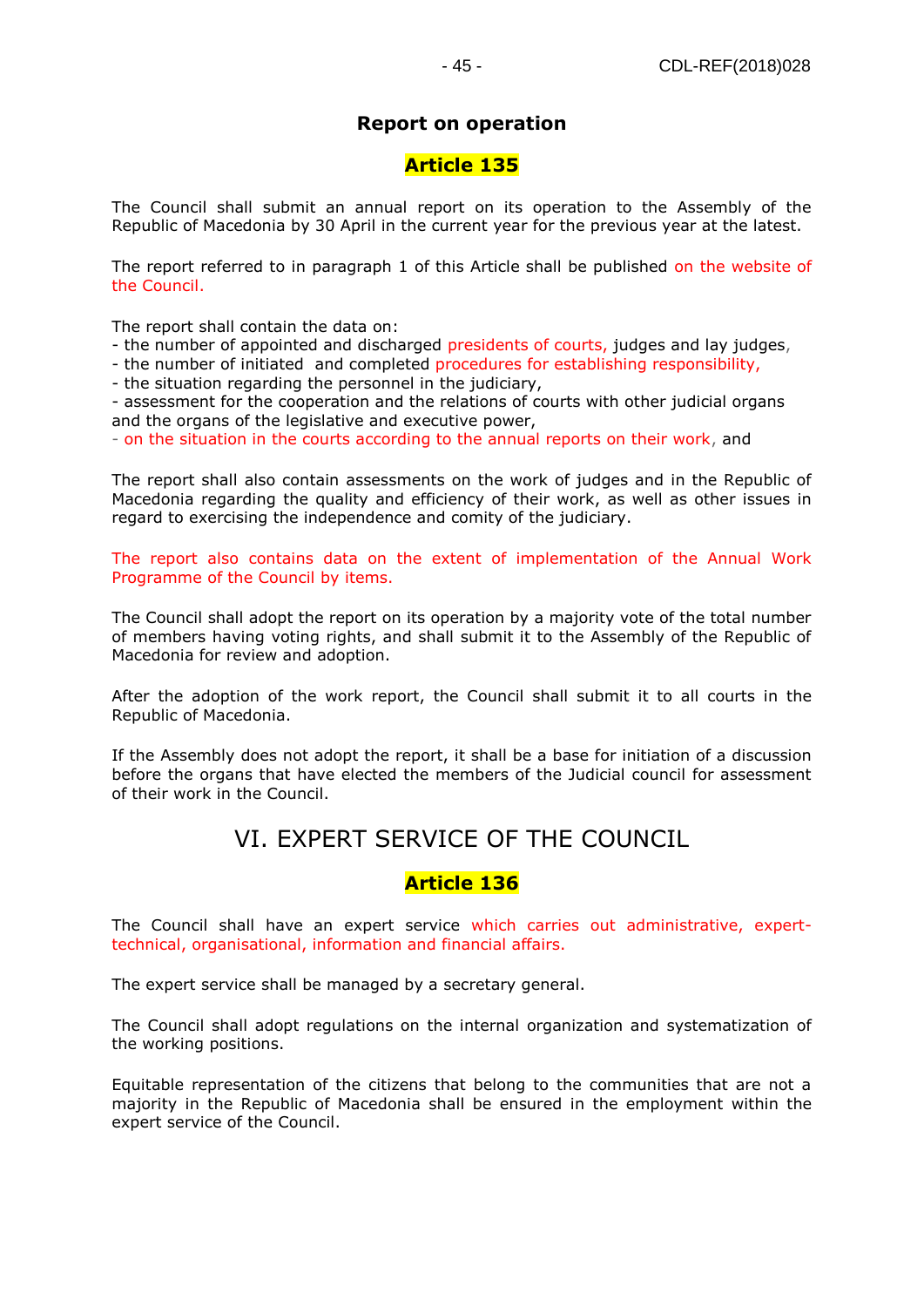### Report on operation

### Article 135

The Council shall submit an annual report on its operation to the Assembly of the Republic of Macedonia by 30 April in the current year for the previous year at the latest.

The report referred to in paragraph 1 of this Article shall be published on the website of the Council.

The report shall contain the data on:
- the number of appointed and discharged presidents of courts, judges and lay judges,
- the number of initiated and completed procedures for establishing responsibility,
- the situation regarding the personnel in the judiciary,
- assessment for the cooperation and the relations of courts with other judicial organs and the organs of the legislative and executive power,
- on the situation in the courts according to the annual reports on their work, and

The report shall also contain assessments on the work of judges and in the Republic of Macedonia regarding the quality and efficiency of their work, as well as other issues in regard to exercising the independence and comity of the judiciary.

The report also contains data on the extent of implementation of the Annual Work Programme of the Council by items.

The Council shall adopt the report on its operation by a majority vote of the total number of members having voting rights, and shall submit it to the Assembly of the Republic of Macedonia for review and adoption.

After the adoption of the work report, the Council shall submit it to all courts in the Republic of Macedonia.

If the Assembly does not adopt the report, it shall be a base for initiation of a discussion before the organs that have elected the members of the Judicial council for assessment of their work in the Council.

## VI. EXPERT SERVICE OF THE COUNCIL

### Article 136

The Council shall have an expert service which carries out administrative, expert-technical, organisational, information and financial affairs.

The expert service shall be managed by a secretary general.

The Council shall adopt regulations on the internal organization and systematization of the working positions.

Equitable representation of the citizens that belong to the communities that are not a majority in the Republic of Macedonia shall be ensured in the employment within the expert service of the Council.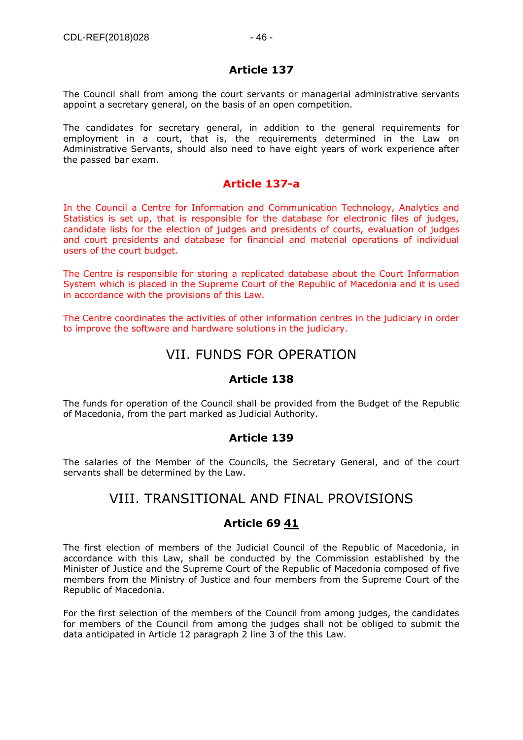### Article 137

The Council shall from among the court servants or managerial administrative servants appoint a secretary general, on the basis of an open competition.

The candidates for secretary general, in addition to the general requirements for employment in a court, that is, the requirements determined in the Law on Administrative Servants, should also need to have eight years of work experience after the passed bar exam.

### Article 137-a

In the Council a Centre for Information and Communication Technology, Analytics and Statistics is set up, that is responsible for the database for electronic files of judges, candidate lists for the election of judges and presidents of courts, evaluation of judges and court presidents and database for financial and material operations of individual users of the court budget.

The Centre is responsible for storing a replicated database about the Court Information System which is placed in the Supreme Court of the Republic of Macedonia and it is used in accordance with the provisions of this Law.

The Centre coordinates the activities of other information centres in the judiciary in order to improve the software and hardware solutions in the judiciary.

## VII. FUNDS FOR OPERATION

### Article 138

The funds for operation of the Council shall be provided from the Budget of the Republic of Macedonia, from the part marked as Judicial Authority.

### Article 139

The salaries of the Member of the Councils, the Secretary General, and of the court servants shall be determined by the Law.

## VIII. TRANSITIONAL AND FINAL PROVISIONS

### Article 69 41

The first election of members of the Judicial Council of the Republic of Macedonia, in accordance with this Law, shall be conducted by the Commission established by the Minister of Justice and the Supreme Court of the Republic of Macedonia composed of five members from the Ministry of Justice and four members from the Supreme Court of the Republic of Macedonia.

For the first selection of the members of the Council from among judges, the candidates for members of the Council from among the judges shall not be obliged to submit the data anticipated in Article 12 paragraph 2 line 3 of the this Law.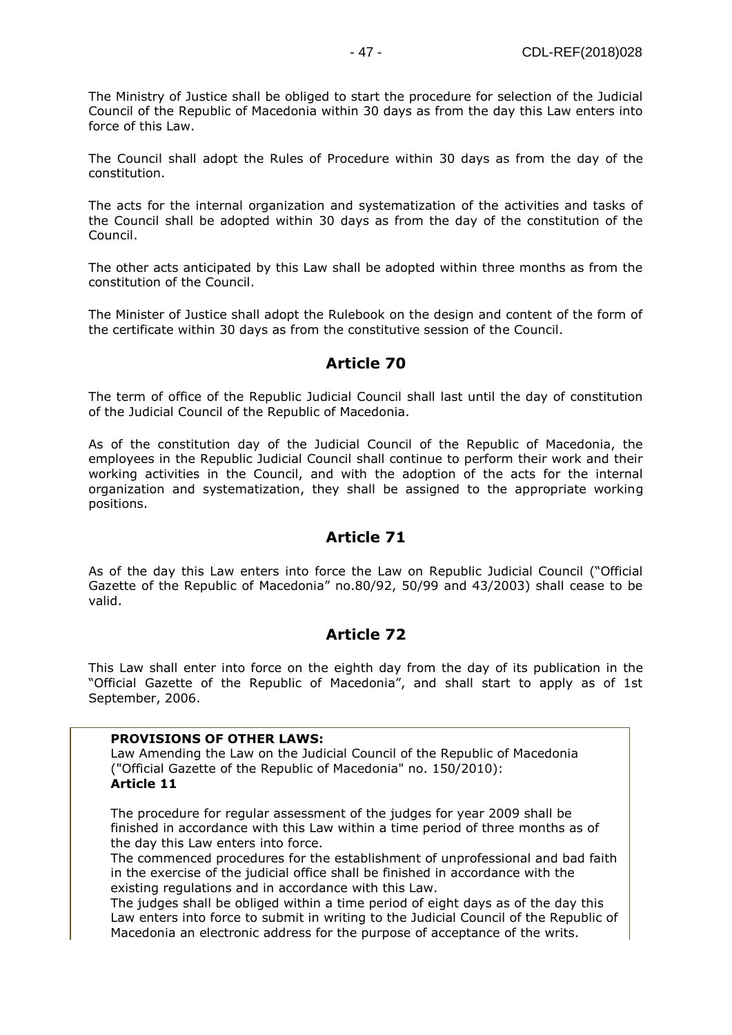The Ministry of Justice shall be obliged to start the procedure for selection of the Judicial Council of the Republic of Macedonia within 30 days as from the day this Law enters into force of this Law.

The Council shall adopt the Rules of Procedure within 30 days as from the day of the constitution.

The acts for the internal organization and systematization of the activities and tasks of the Council shall be adopted within 30 days as from the day of the constitution of the Council.

The other acts anticipated by this Law shall be adopted within three months as from the constitution of the Council.

The Minister of Justice shall adopt the Rulebook on the design and content of the form of the certificate within 30 days as from the constitutive session of the Council.

## Article 70

The term of office of the Republic Judicial Council shall last until the day of constitution of the Judicial Council of the Republic of Macedonia.

As of the constitution day of the Judicial Council of the Republic of Macedonia, the employees in the Republic Judicial Council shall continue to perform their work and their working activities in the Council, and with the adoption of the acts for the internal organization and systematization, they shall be assigned to the appropriate working positions.

## Article 71

As of the day this Law enters into force the Law on Republic Judicial Council ("Official Gazette of the Republic of Macedonia" no.80/92, 50/99 and 43/2003) shall cease to be valid.

## Article 72

This Law shall enter into force on the eighth day from the day of its publication in the "Official Gazette of the Republic of Macedonia", and shall start to apply as of 1st September, 2006.

**PROVISIONS OF OTHER LAWS:**
Law Amending the Law on the Judicial Council of the Republic of Macedonia ("Official Gazette of the Republic of Macedonia" no. 150/2010):
**Article 11**

The procedure for regular assessment of the judges for year 2009 shall be finished in accordance with this Law within a time period of three months as of the day this Law enters into force.
The commenced procedures for the establishment of unprofessional and bad faith in the exercise of the judicial office shall be finished in accordance with the existing regulations and in accordance with this Law.
The judges shall be obliged within a time period of eight days as of the day this Law enters into force to submit in writing to the Judicial Council of the Republic of Macedonia an electronic address for the purpose of acceptance of the writs.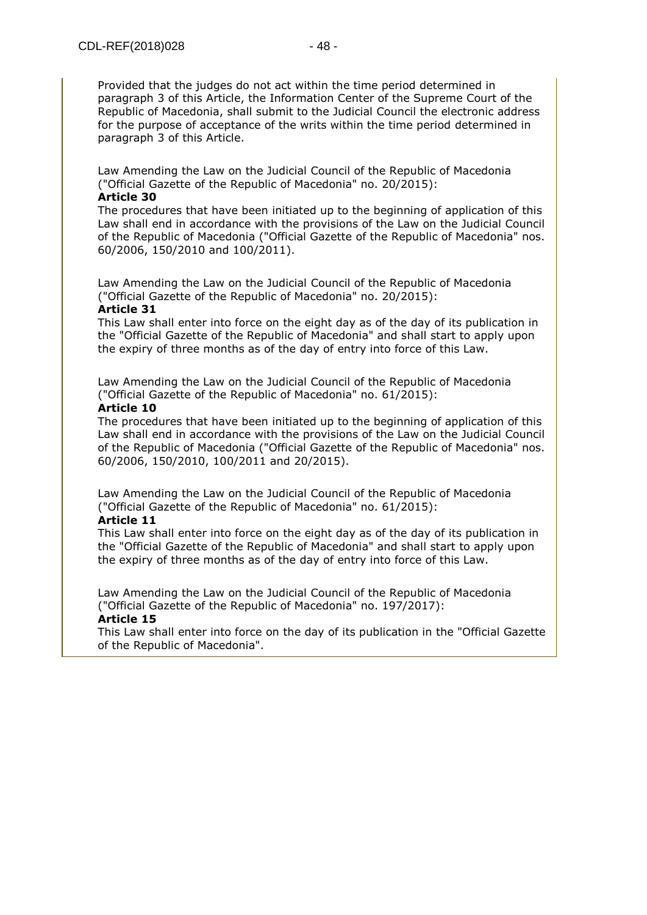Provided that the judges do not act within the time period determined in paragraph 3 of this Article, the Information Center of the Supreme Court of the Republic of Macedonia, shall submit to the Judicial Council the electronic address for the purpose of acceptance of the writs within the time period determined in paragraph 3 of this Article.

Law Amending the Law on the Judicial Council of the Republic of Macedonia ("Official Gazette of the Republic of Macedonia" no. 20/2015):
**Article 30**
The procedures that have been initiated up to the beginning of application of this Law shall end in accordance with the provisions of the Law on the Judicial Council of the Republic of Macedonia ("Official Gazette of the Republic of Macedonia" nos. 60/2006, 150/2010 and 100/2011).

Law Amending the Law on the Judicial Council of the Republic of Macedonia ("Official Gazette of the Republic of Macedonia" no. 20/2015):
**Article 31**
This Law shall enter into force on the eight day as of the day of its publication in the "Official Gazette of the Republic of Macedonia" and shall start to apply upon the expiry of three months as of the day of entry into force of this Law.

Law Amending the Law on the Judicial Council of the Republic of Macedonia ("Official Gazette of the Republic of Macedonia" no. 61/2015):
**Article 10**
The procedures that have been initiated up to the beginning of application of this Law shall end in accordance with the provisions of the Law on the Judicial Council of the Republic of Macedonia ("Official Gazette of the Republic of Macedonia" nos. 60/2006, 150/2010, 100/2011 and 20/2015).

Law Amending the Law on the Judicial Council of the Republic of Macedonia ("Official Gazette of the Republic of Macedonia" no. 61/2015):
**Article 11**
This Law shall enter into force on the eight day as of the day of its publication in the "Official Gazette of the Republic of Macedonia" and shall start to apply upon the expiry of three months as of the day of entry into force of this Law.

Law Amending the Law on the Judicial Council of the Republic of Macedonia ("Official Gazette of the Republic of Macedonia" no. 197/2017):
**Article 15**
This Law shall enter into force on the day of its publication in the "Official Gazette of the Republic of Macedonia".